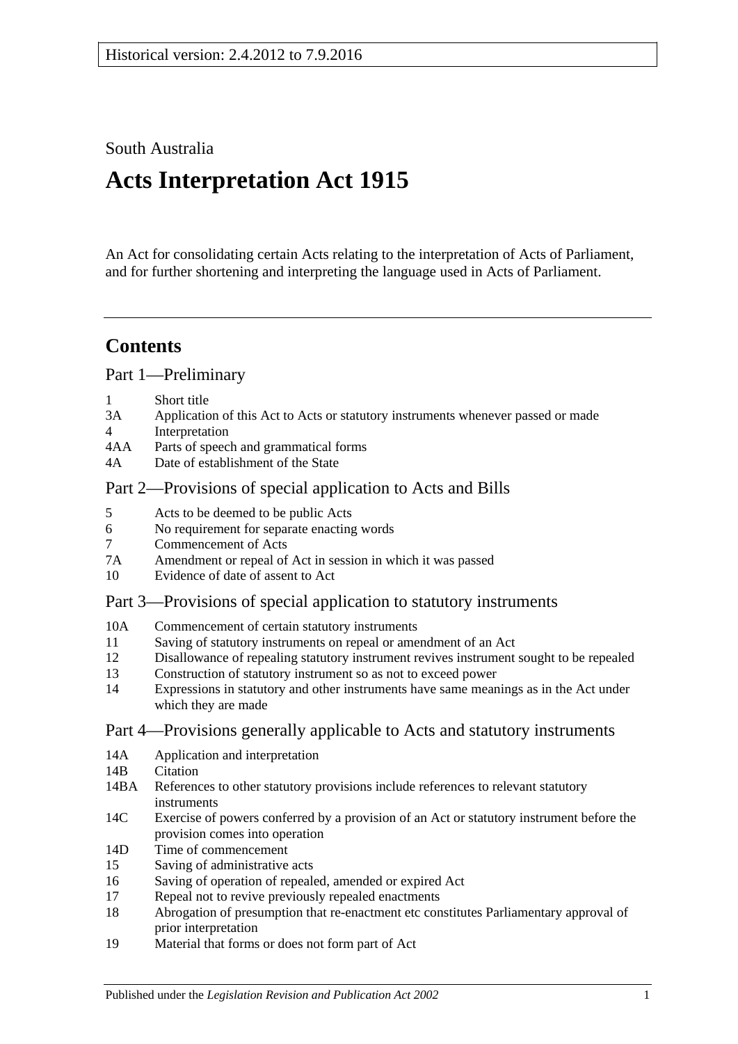Historical version: 2.4.2012 to 7.9.2016

South Australia

# Acts Interpretation Act 1915

An Act for consolidating certain Acts relating to the interpretation of Acts of Parliament, and for further shortening and interpreting the language used in Acts of Parliament.

## Contents

### Part 1—Preliminary

1 Short title
3A Application of this Act to Acts or statutory instruments whenever passed or made
4 Interpretation
4AA Parts of speech and grammatical forms
4A Date of establishment of the State

### Part 2—Provisions of special application to Acts and Bills

5 Acts to be deemed to be public Acts
6 No requirement for separate enacting words
7 Commencement of Acts
7A Amendment or repeal of Act in session in which it was passed
10 Evidence of date of assent to Act

### Part 3—Provisions of special application to statutory instruments

10A Commencement of certain statutory instruments
11 Saving of statutory instruments on repeal or amendment of an Act
12 Disallowance of repealing statutory instrument revives instrument sought to be repealed
13 Construction of statutory instrument so as not to exceed power
14 Expressions in statutory and other instruments have same meanings as in the Act under which they are made

### Part 4—Provisions generally applicable to Acts and statutory instruments

14A Application and interpretation
14B Citation
14BA References to other statutory provisions include references to relevant statutory instruments
14C Exercise of powers conferred by a provision of an Act or statutory instrument before the provision comes into operation
14D Time of commencement
15 Saving of administrative acts
16 Saving of operation of repealed, amended or expired Act
17 Repeal not to revive previously repealed enactments
18 Abrogation of presumption that re-enactment etc constitutes Parliamentary approval of prior interpretation
19 Material that forms or does not form part of Act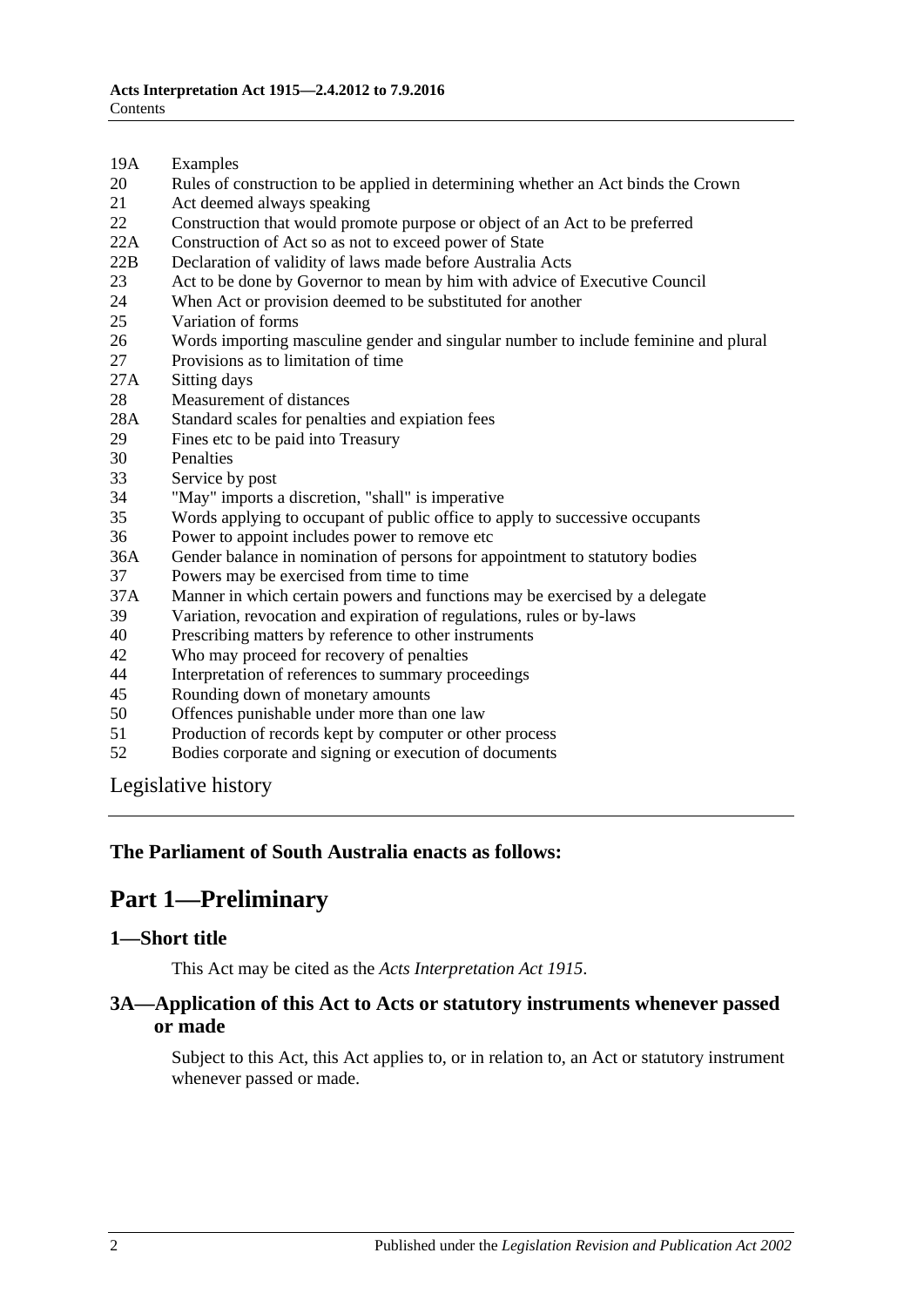19A Examples
20 Rules of construction to be applied in determining whether an Act binds the Crown
21 Act deemed always speaking
22 Construction that would promote purpose or object of an Act to be preferred
22A Construction of Act so as not to exceed power of State
22B Declaration of validity of laws made before Australia Acts
23 Act to be done by Governor to mean by him with advice of Executive Council
24 When Act or provision deemed to be substituted for another
25 Variation of forms
26 Words importing masculine gender and singular number to include feminine and plural
27 Provisions as to limitation of time
27A Sitting days
28 Measurement of distances
28A Standard scales for penalties and expiation fees
29 Fines etc to be paid into Treasury
30 Penalties
33 Service by post
34 "May" imports a discretion, "shall" is imperative
35 Words applying to occupant of public office to apply to successive occupants
36 Power to appoint includes power to remove etc
36A Gender balance in nomination of persons for appointment to statutory bodies
37 Powers may be exercised from time to time
37A Manner in which certain powers and functions may be exercised by a delegate
39 Variation, revocation and expiration of regulations, rules or by-laws
40 Prescribing matters by reference to other instruments
42 Who may proceed for recovery of penalties
44 Interpretation of references to summary proceedings
45 Rounding down of monetary amounts
50 Offences punishable under more than one law
51 Production of records kept by computer or other process
52 Bodies corporate and signing or execution of documents

Legislative history

**The Parliament of South Australia enacts as follows:**

# Part 1—Preliminary

## 1—Short title

This Act may be cited as the *Acts Interpretation Act 1915*.

## 3A—Application of this Act to Acts or statutory instruments whenever passed or made

Subject to this Act, this Act applies to, or in relation to, an Act or statutory instrument whenever passed or made.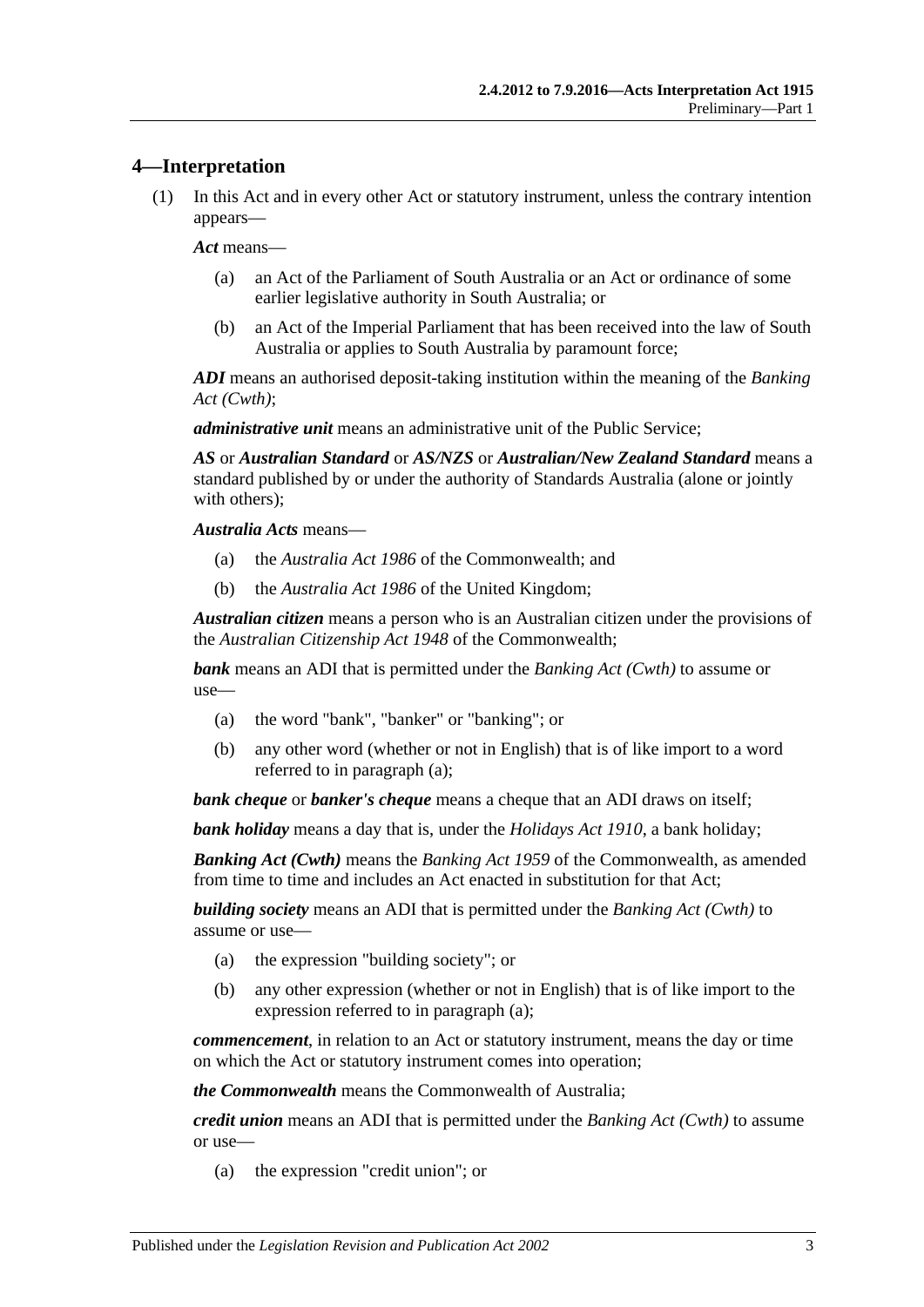## 4—Interpretation

(1) In this Act and in every other Act or statutory instrument, unless the contrary intention appears—

***Act*** means—

- (a) an Act of the Parliament of South Australia or an Act or ordinance of some earlier legislative authority in South Australia; or
- (b) an Act of the Imperial Parliament that has been received into the law of South Australia or applies to South Australia by paramount force;

***ADI*** means an authorised deposit-taking institution within the meaning of the *Banking Act (Cwth)*;

***administrative unit*** means an administrative unit of the Public Service;

***AS*** or ***Australian Standard*** or ***AS/NZS*** or ***Australian/New Zealand Standard*** means a standard published by or under the authority of Standards Australia (alone or jointly with others);

***Australia Acts*** means—

- (a) the *Australia Act 1986* of the Commonwealth; and
- (b) the *Australia Act 1986* of the United Kingdom;

***Australian citizen*** means a person who is an Australian citizen under the provisions of the *Australian Citizenship Act 1948* of the Commonwealth;

***bank*** means an ADI that is permitted under the *Banking Act (Cwth)* to assume or use—

- (a) the word "bank", "banker" or "banking"; or
- (b) any other word (whether or not in English) that is of like import to a word referred to in paragraph (a);

***bank cheque*** or ***banker's cheque*** means a cheque that an ADI draws on itself;

***bank holiday*** means a day that is, under the *Holidays Act 1910*, a bank holiday;

***Banking Act (Cwth)*** means the *Banking Act 1959* of the Commonwealth, as amended from time to time and includes an Act enacted in substitution for that Act;

***building society*** means an ADI that is permitted under the *Banking Act (Cwth)* to assume or use—

- (a) the expression "building society"; or
- (b) any other expression (whether or not in English) that is of like import to the expression referred to in paragraph (a);

***commencement***, in relation to an Act or statutory instrument, means the day or time on which the Act or statutory instrument comes into operation;

***the Commonwealth*** means the Commonwealth of Australia;

***credit union*** means an ADI that is permitted under the *Banking Act (Cwth)* to assume or use—

- (a) the expression "credit union"; or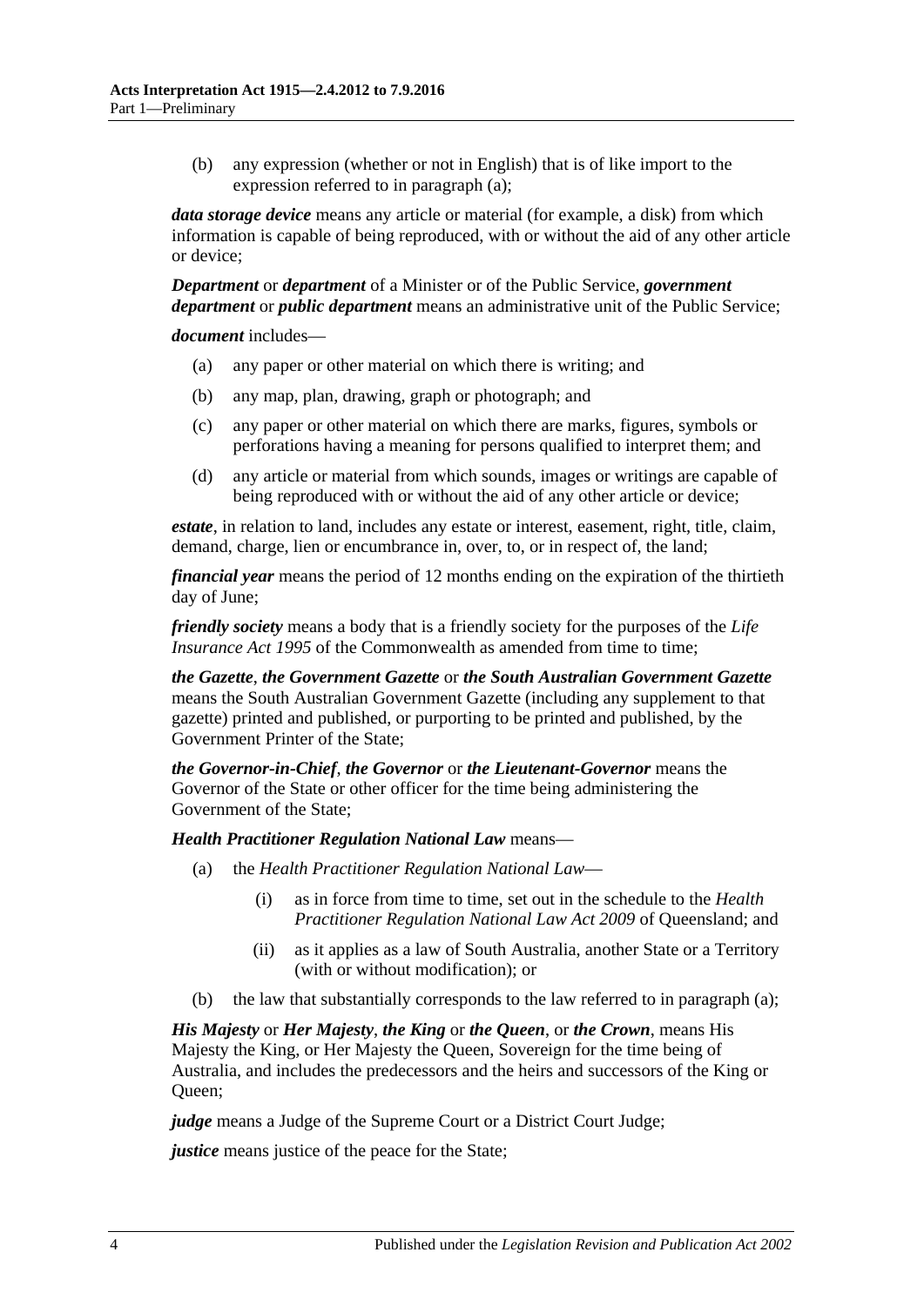(b) any expression (whether or not in English) that is of like import to the expression referred to in paragraph (a);

***data storage device*** means any article or material (for example, a disk) from which information is capable of being reproduced, with or without the aid of any other article or device;

***Department*** or ***department*** of a Minister or of the Public Service, ***government department*** or ***public department*** means an administrative unit of the Public Service;

***document*** includes—

(a) any paper or other material on which there is writing; and

(b) any map, plan, drawing, graph or photograph; and

(c) any paper or other material on which there are marks, figures, symbols or perforations having a meaning for persons qualified to interpret them; and

(d) any article or material from which sounds, images or writings are capable of being reproduced with or without the aid of any other article or device;

***estate***, in relation to land, includes any estate or interest, easement, right, title, claim, demand, charge, lien or encumbrance in, over, to, or in respect of, the land;

***financial year*** means the period of 12 months ending on the expiration of the thirtieth day of June;

***friendly society*** means a body that is a friendly society for the purposes of the *Life Insurance Act 1995* of the Commonwealth as amended from time to time;

***the Gazette***, ***the Government Gazette*** or ***the South Australian Government Gazette*** means the South Australian Government Gazette (including any supplement to that gazette) printed and published, or purporting to be printed and published, by the Government Printer of the State;

***the Governor-in-Chief***, ***the Governor*** or ***the Lieutenant-Governor*** means the Governor of the State or other officer for the time being administering the Government of the State;

***Health Practitioner Regulation National Law*** means—

(a) the *Health Practitioner Regulation National Law*—

(i) as in force from time to time, set out in the schedule to the *Health Practitioner Regulation National Law Act 2009* of Queensland; and

(ii) as it applies as a law of South Australia, another State or a Territory (with or without modification); or

(b) the law that substantially corresponds to the law referred to in paragraph (a);

***His Majesty*** or ***Her Majesty***, ***the King*** or ***the Queen***, or ***the Crown***, means His Majesty the King, or Her Majesty the Queen, Sovereign for the time being of Australia, and includes the predecessors and the heirs and successors of the King or Queen;

***judge*** means a Judge of the Supreme Court or a District Court Judge;

***justice*** means justice of the peace for the State;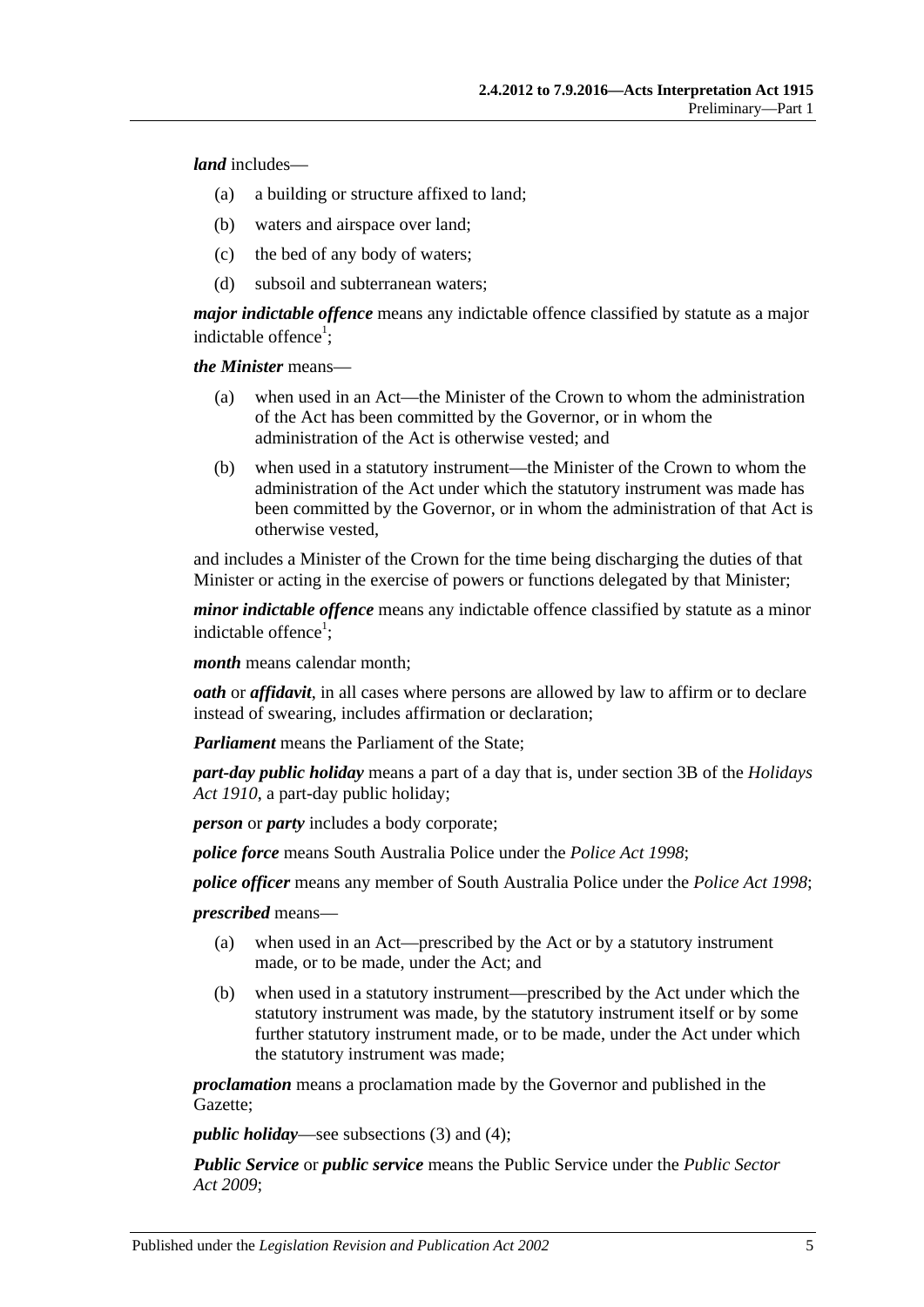***land*** includes—

- (a) a building or structure affixed to land;
- (b) waters and airspace over land;
- (c) the bed of any body of waters;
- (d) subsoil and subterranean waters;

***major indictable offence*** means any indictable offence classified by statute as a major indictable offence[1];

***the Minister*** means—

- (a) when used in an Act—the Minister of the Crown to whom the administration of the Act has been committed by the Governor, or in whom the administration of the Act is otherwise vested; and
- (b) when used in a statutory instrument—the Minister of the Crown to whom the administration of the Act under which the statutory instrument was made has been committed by the Governor, or in whom the administration of that Act is otherwise vested,

and includes a Minister of the Crown for the time being discharging the duties of that Minister or acting in the exercise of powers or functions delegated by that Minister;

***minor indictable offence*** means any indictable offence classified by statute as a minor indictable offence[1];

***month*** means calendar month;

***oath*** or ***affidavit***, in all cases where persons are allowed by law to affirm or to declare instead of swearing, includes affirmation or declaration;

***Parliament*** means the Parliament of the State;

***part-day public holiday*** means a part of a day that is, under section 3B of the *Holidays Act 1910*, a part-day public holiday;

***person*** or ***party*** includes a body corporate;

***police force*** means South Australia Police under the *Police Act 1998*;

***police officer*** means any member of South Australia Police under the *Police Act 1998*;

***prescribed*** means—

- (a) when used in an Act—prescribed by the Act or by a statutory instrument made, or to be made, under the Act; and
- (b) when used in a statutory instrument—prescribed by the Act under which the statutory instrument was made, by the statutory instrument itself or by some further statutory instrument made, or to be made, under the Act under which the statutory instrument was made;

***proclamation*** means a proclamation made by the Governor and published in the Gazette;

***public holiday***—see subsections (3) and (4);

***Public Service*** or ***public service*** means the Public Service under the *Public Sector Act 2009*;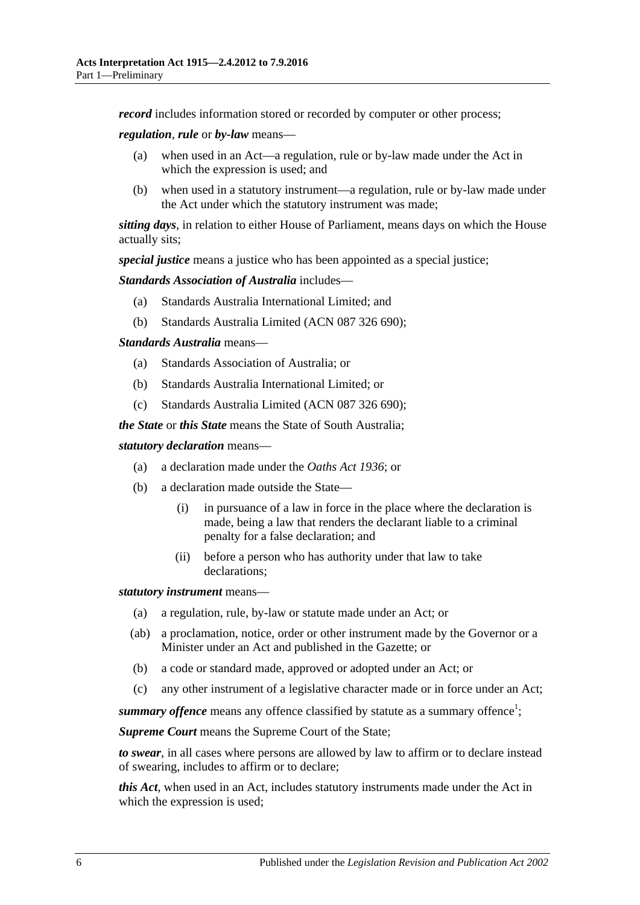***record*** includes information stored or recorded by computer or other process;

***regulation***, ***rule*** or ***by-law*** means—

(a) when used in an Act—a regulation, rule or by-law made under the Act in which the expression is used; and

(b) when used in a statutory instrument—a regulation, rule or by-law made under the Act under which the statutory instrument was made;

***sitting days***, in relation to either House of Parliament, means days on which the House actually sits;

***special justice*** means a justice who has been appointed as a special justice;

***Standards Association of Australia*** includes—

(a) Standards Australia International Limited; and

(b) Standards Australia Limited (ACN 087 326 690);

***Standards Australia*** means—

(a) Standards Association of Australia; or

(b) Standards Australia International Limited; or

(c) Standards Australia Limited (ACN 087 326 690);

***the State*** or ***this State*** means the State of South Australia;

***statutory declaration*** means—

(a) a declaration made under the *Oaths Act 1936*; or

(b) a declaration made outside the State—

(i) in pursuance of a law in force in the place where the declaration is made, being a law that renders the declarant liable to a criminal penalty for a false declaration; and

(ii) before a person who has authority under that law to take declarations;

***statutory instrument*** means—

(a) a regulation, rule, by-law or statute made under an Act; or

(ab) a proclamation, notice, order or other instrument made by the Governor or a Minister under an Act and published in the Gazette; or

(b) a code or standard made, approved or adopted under an Act; or

(c) any other instrument of a legislative character made or in force under an Act;

***summary offence*** means any offence classified by statute as a summary offence[1];

***Supreme Court*** means the Supreme Court of the State;

***to swear***, in all cases where persons are allowed by law to affirm or to declare instead of swearing, includes to affirm or to declare;

***this Act***, when used in an Act, includes statutory instruments made under the Act in which the expression is used;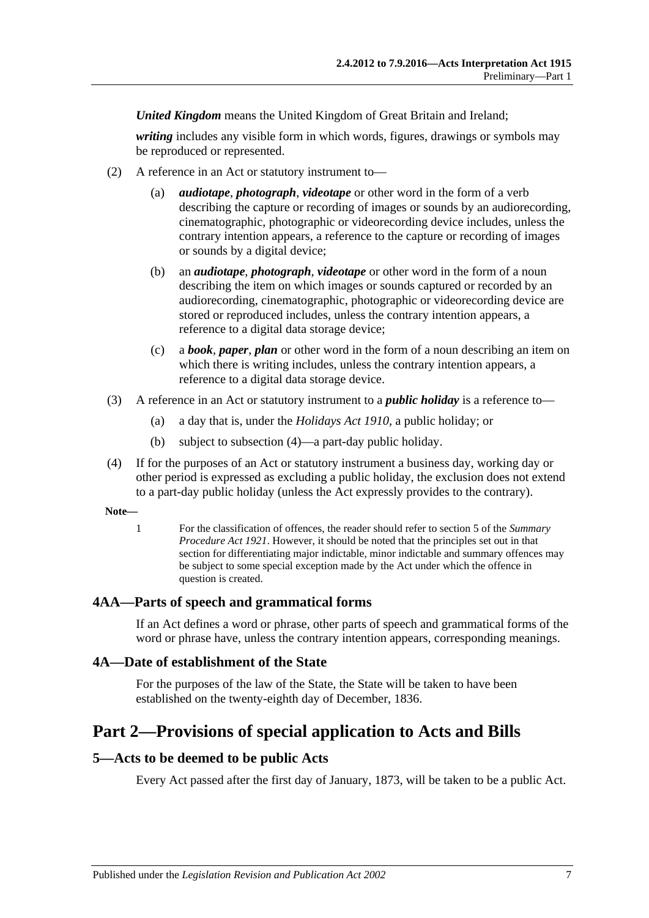***United Kingdom*** means the United Kingdom of Great Britain and Ireland;

***writing*** includes any visible form in which words, figures, drawings or symbols may be reproduced or represented.

(2) A reference in an Act or statutory instrument to—

(a) ***audiotape***, ***photograph***, ***videotape*** or other word in the form of a verb describing the capture or recording of images or sounds by an audiorecording, cinematographic, photographic or videorecording device includes, unless the contrary intention appears, a reference to the capture or recording of images or sounds by a digital device;

(b) an ***audiotape***, ***photograph***, ***videotape*** or other word in the form of a noun describing the item on which images or sounds captured or recorded by an audiorecording, cinematographic, photographic or videorecording device are stored or reproduced includes, unless the contrary intention appears, a reference to a digital data storage device;

(c) a ***book***, ***paper***, ***plan*** or other word in the form of a noun describing an item on which there is writing includes, unless the contrary intention appears, a reference to a digital data storage device.

(3) A reference in an Act or statutory instrument to a ***public holiday*** is a reference to—

(a) a day that is, under the *Holidays Act 1910*, a public holiday; or

(b) subject to subsection (4)—a part-day public holiday.

(4) If for the purposes of an Act or statutory instrument a business day, working day or other period is expressed as excluding a public holiday, the exclusion does not extend to a part-day public holiday (unless the Act expressly provides to the contrary).

**Note—**

1 For the classification of offences, the reader should refer to section 5 of the *Summary Procedure Act 1921*. However, it should be noted that the principles set out in that section for differentiating major indictable, minor indictable and summary offences may be subject to some special exception made by the Act under which the offence in question is created.

### 4AA—Parts of speech and grammatical forms

If an Act defines a word or phrase, other parts of speech and grammatical forms of the word or phrase have, unless the contrary intention appears, corresponding meanings.

### 4A—Date of establishment of the State

For the purposes of the law of the State, the State will be taken to have been established on the twenty-eighth day of December, 1836.

## Part 2—Provisions of special application to Acts and Bills

### 5—Acts to be deemed to be public Acts

Every Act passed after the first day of January, 1873, will be taken to be a public Act.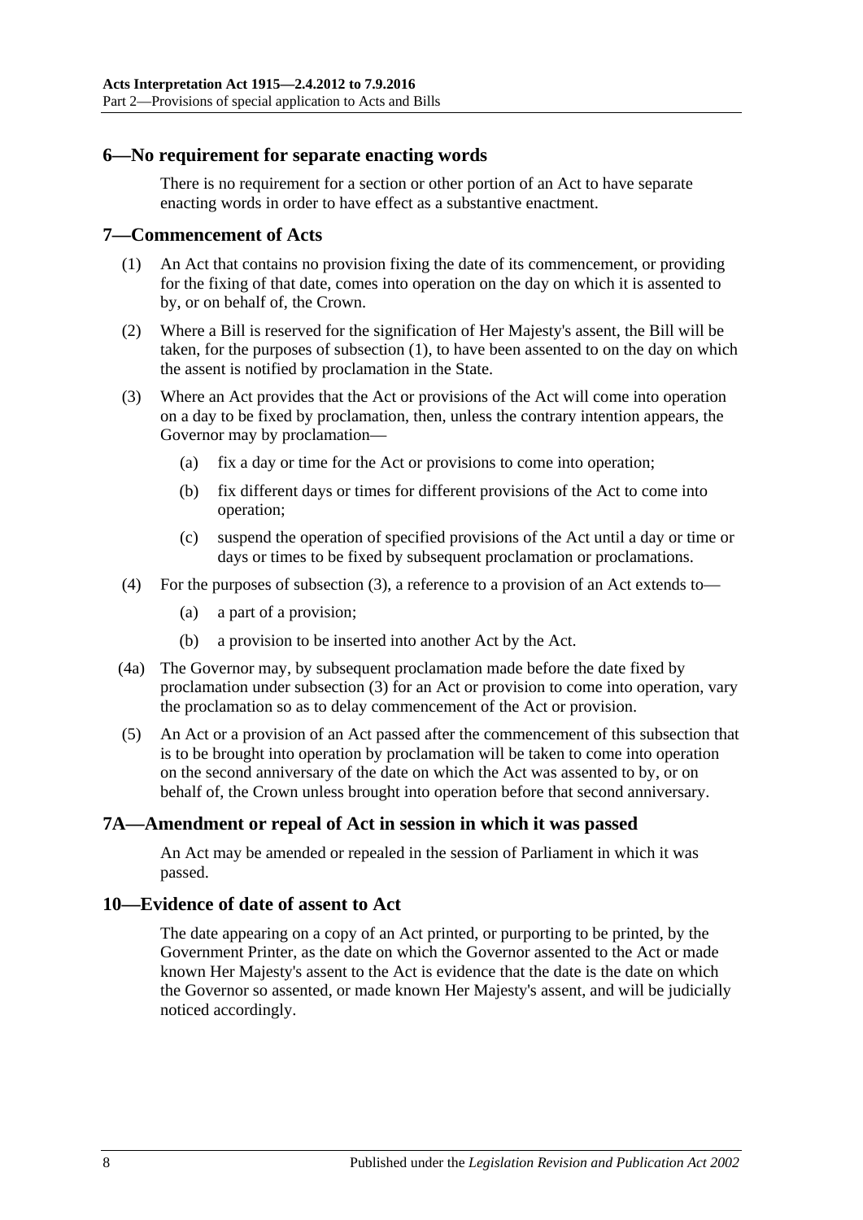## 6—No requirement for separate enacting words

There is no requirement for a section or other portion of an Act to have separate enacting words in order to have effect as a substantive enactment.

## 7—Commencement of Acts

(1) An Act that contains no provision fixing the date of its commencement, or providing for the fixing of that date, comes into operation on the day on which it is assented to by, or on behalf of, the Crown.

(2) Where a Bill is reserved for the signification of Her Majesty's assent, the Bill will be taken, for the purposes of subsection (1), to have been assented to on the day on which the assent is notified by proclamation in the State.

(3) Where an Act provides that the Act or provisions of the Act will come into operation on a day to be fixed by proclamation, then, unless the contrary intention appears, the Governor may by proclamation—

(a) fix a day or time for the Act or provisions to come into operation;

(b) fix different days or times for different provisions of the Act to come into operation;

(c) suspend the operation of specified provisions of the Act until a day or time or days or times to be fixed by subsequent proclamation or proclamations.

(4) For the purposes of subsection (3), a reference to a provision of an Act extends to—

(a) a part of a provision;

(b) a provision to be inserted into another Act by the Act.

(4a) The Governor may, by subsequent proclamation made before the date fixed by proclamation under subsection (3) for an Act or provision to come into operation, vary the proclamation so as to delay commencement of the Act or provision.

(5) An Act or a provision of an Act passed after the commencement of this subsection that is to be brought into operation by proclamation will be taken to come into operation on the second anniversary of the date on which the Act was assented to by, or on behalf of, the Crown unless brought into operation before that second anniversary.

## 7A—Amendment or repeal of Act in session in which it was passed

An Act may be amended or repealed in the session of Parliament in which it was passed.

## 10—Evidence of date of assent to Act

The date appearing on a copy of an Act printed, or purporting to be printed, by the Government Printer, as the date on which the Governor assented to the Act or made known Her Majesty's assent to the Act is evidence that the date is the date on which the Governor so assented, or made known Her Majesty's assent, and will be judicially noticed accordingly.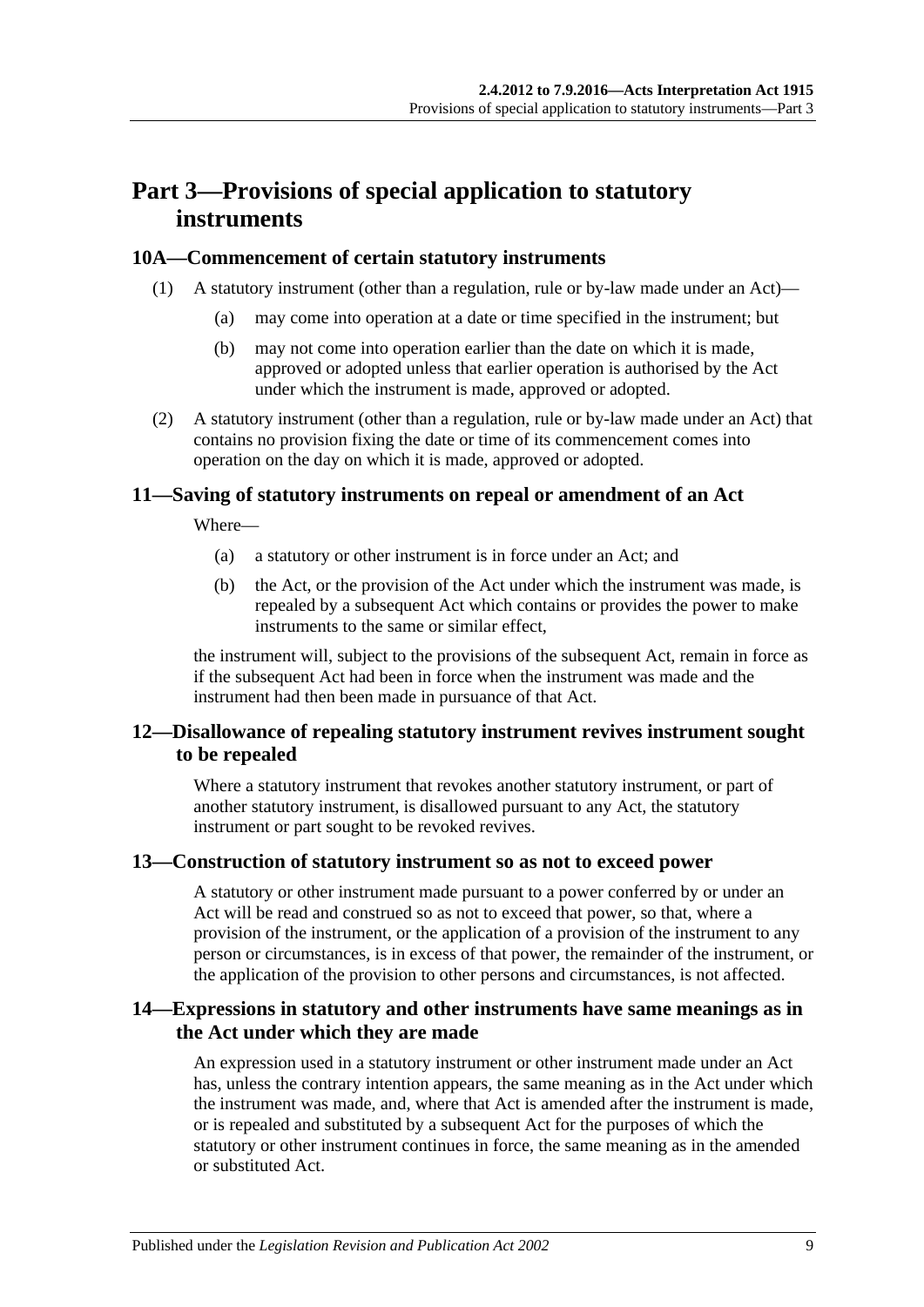# Part 3—Provisions of special application to statutory instruments

## 10A—Commencement of certain statutory instruments

(1) A statutory instrument (other than a regulation, rule or by-law made under an Act)—

(a) may come into operation at a date or time specified in the instrument; but

(b) may not come into operation earlier than the date on which it is made, approved or adopted unless that earlier operation is authorised by the Act under which the instrument is made, approved or adopted.

(2) A statutory instrument (other than a regulation, rule or by-law made under an Act) that contains no provision fixing the date or time of its commencement comes into operation on the day on which it is made, approved or adopted.

## 11—Saving of statutory instruments on repeal or amendment of an Act

Where—

(a) a statutory or other instrument is in force under an Act; and

(b) the Act, or the provision of the Act under which the instrument was made, is repealed by a subsequent Act which contains or provides the power to make instruments to the same or similar effect,

the instrument will, subject to the provisions of the subsequent Act, remain in force as if the subsequent Act had been in force when the instrument was made and the instrument had then been made in pursuance of that Act.

## 12—Disallowance of repealing statutory instrument revives instrument sought to be repealed

Where a statutory instrument that revokes another statutory instrument, or part of another statutory instrument, is disallowed pursuant to any Act, the statutory instrument or part sought to be revoked revives.

## 13—Construction of statutory instrument so as not to exceed power

A statutory or other instrument made pursuant to a power conferred by or under an Act will be read and construed so as not to exceed that power, so that, where a provision of the instrument, or the application of a provision of the instrument to any person or circumstances, is in excess of that power, the remainder of the instrument, or the application of the provision to other persons and circumstances, is not affected.

## 14—Expressions in statutory and other instruments have same meanings as in the Act under which they are made

An expression used in a statutory instrument or other instrument made under an Act has, unless the contrary intention appears, the same meaning as in the Act under which the instrument was made, and, where that Act is amended after the instrument is made, or is repealed and substituted by a subsequent Act for the purposes of which the statutory or other instrument continues in force, the same meaning as in the amended or substituted Act.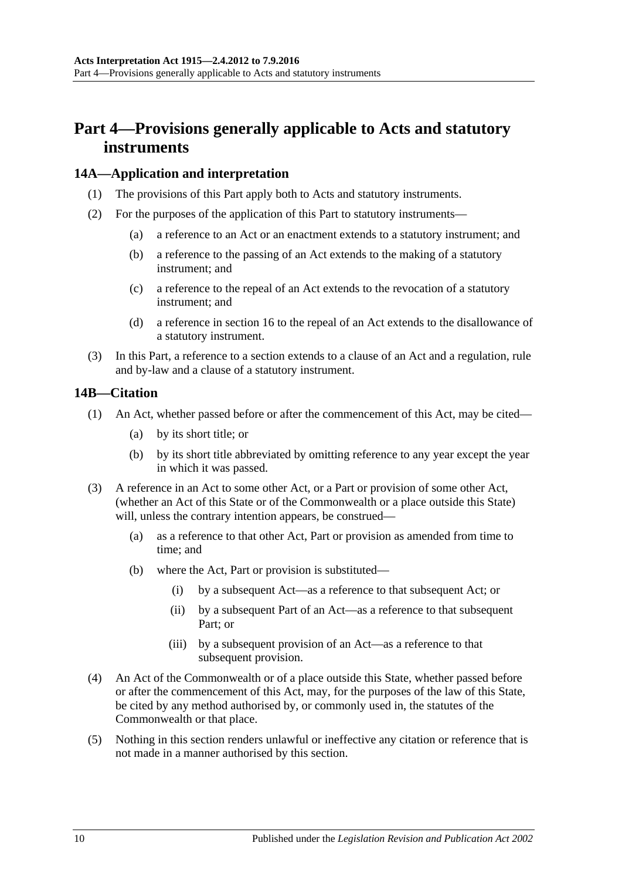# Part 4—Provisions generally applicable to Acts and statutory instruments

## 14A—Application and interpretation

(1) The provisions of this Part apply both to Acts and statutory instruments.

(2) For the purposes of the application of this Part to statutory instruments—

(a) a reference to an Act or an enactment extends to a statutory instrument; and

(b) a reference to the passing of an Act extends to the making of a statutory instrument; and

(c) a reference to the repeal of an Act extends to the revocation of a statutory instrument; and

(d) a reference in section 16 to the repeal of an Act extends to the disallowance of a statutory instrument.

(3) In this Part, a reference to a section extends to a clause of an Act and a regulation, rule and by-law and a clause of a statutory instrument.

## 14B—Citation

(1) An Act, whether passed before or after the commencement of this Act, may be cited—

(a) by its short title; or

(b) by its short title abbreviated by omitting reference to any year except the year in which it was passed.

(3) A reference in an Act to some other Act, or a Part or provision of some other Act, (whether an Act of this State or of the Commonwealth or a place outside this State) will, unless the contrary intention appears, be construed—

(a) as a reference to that other Act, Part or provision as amended from time to time; and

(b) where the Act, Part or provision is substituted—

(i) by a subsequent Act—as a reference to that subsequent Act; or

(ii) by a subsequent Part of an Act—as a reference to that subsequent Part; or

(iii) by a subsequent provision of an Act—as a reference to that subsequent provision.

(4) An Act of the Commonwealth or of a place outside this State, whether passed before or after the commencement of this Act, may, for the purposes of the law of this State, be cited by any method authorised by, or commonly used in, the statutes of the Commonwealth or that place.

(5) Nothing in this section renders unlawful or ineffective any citation or reference that is not made in a manner authorised by this section.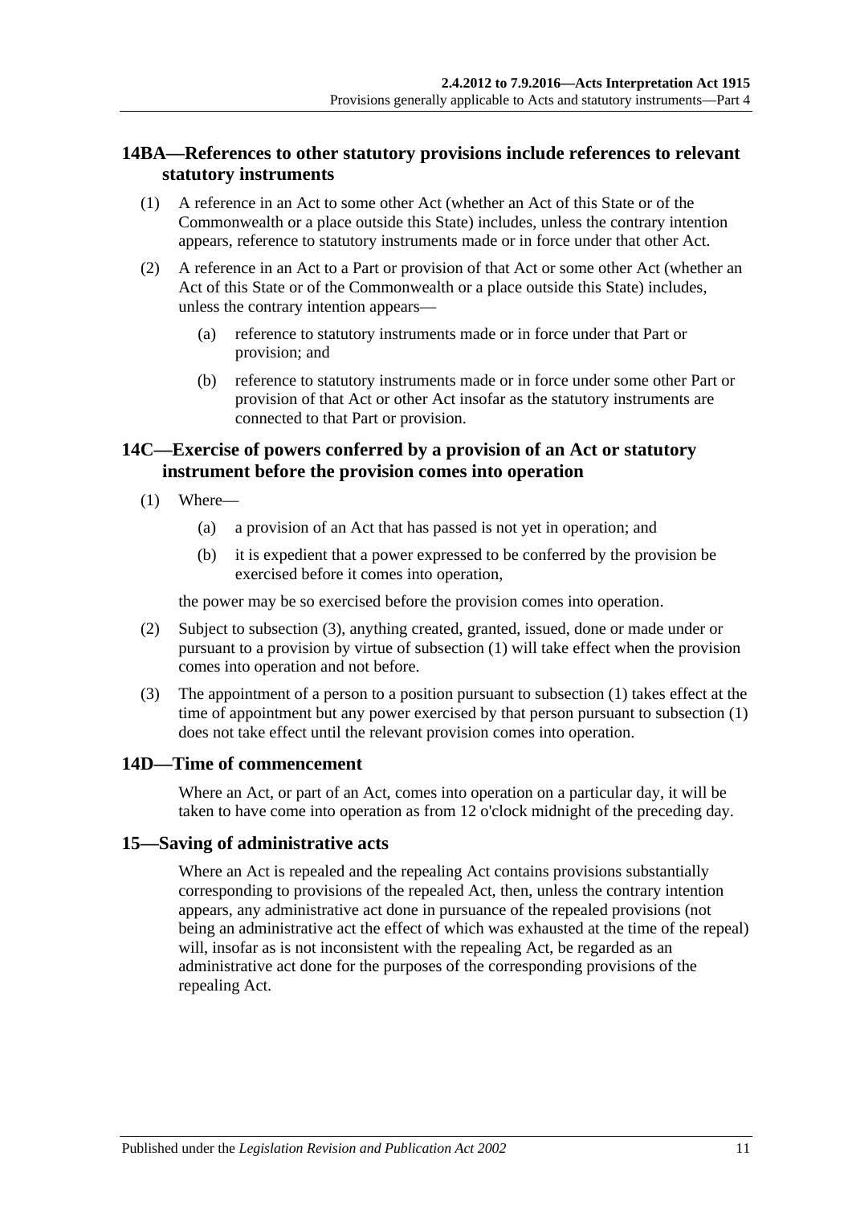## 14BA—References to other statutory provisions include references to relevant statutory instruments

(1) A reference in an Act to some other Act (whether an Act of this State or of the Commonwealth or a place outside this State) includes, unless the contrary intention appears, reference to statutory instruments made or in force under that other Act.

(2) A reference in an Act to a Part or provision of that Act or some other Act (whether an Act of this State or of the Commonwealth or a place outside this State) includes, unless the contrary intention appears—

- (a) reference to statutory instruments made or in force under that Part or provision; and
- (b) reference to statutory instruments made or in force under some other Part or provision of that Act or other Act insofar as the statutory instruments are connected to that Part or provision.

## 14C—Exercise of powers conferred by a provision of an Act or statutory instrument before the provision comes into operation

(1) Where—

- (a) a provision of an Act that has passed is not yet in operation; and
- (b) it is expedient that a power expressed to be conferred by the provision be exercised before it comes into operation,

the power may be so exercised before the provision comes into operation.

(2) Subject to subsection (3), anything created, granted, issued, done or made under or pursuant to a provision by virtue of subsection (1) will take effect when the provision comes into operation and not before.

(3) The appointment of a person to a position pursuant to subsection (1) takes effect at the time of appointment but any power exercised by that person pursuant to subsection (1) does not take effect until the relevant provision comes into operation.

## 14D—Time of commencement

Where an Act, or part of an Act, comes into operation on a particular day, it will be taken to have come into operation as from 12 o'clock midnight of the preceding day.

## 15—Saving of administrative acts

Where an Act is repealed and the repealing Act contains provisions substantially corresponding to provisions of the repealed Act, then, unless the contrary intention appears, any administrative act done in pursuance of the repealed provisions (not being an administrative act the effect of which was exhausted at the time of the repeal) will, insofar as is not inconsistent with the repealing Act, be regarded as an administrative act done for the purposes of the corresponding provisions of the repealing Act.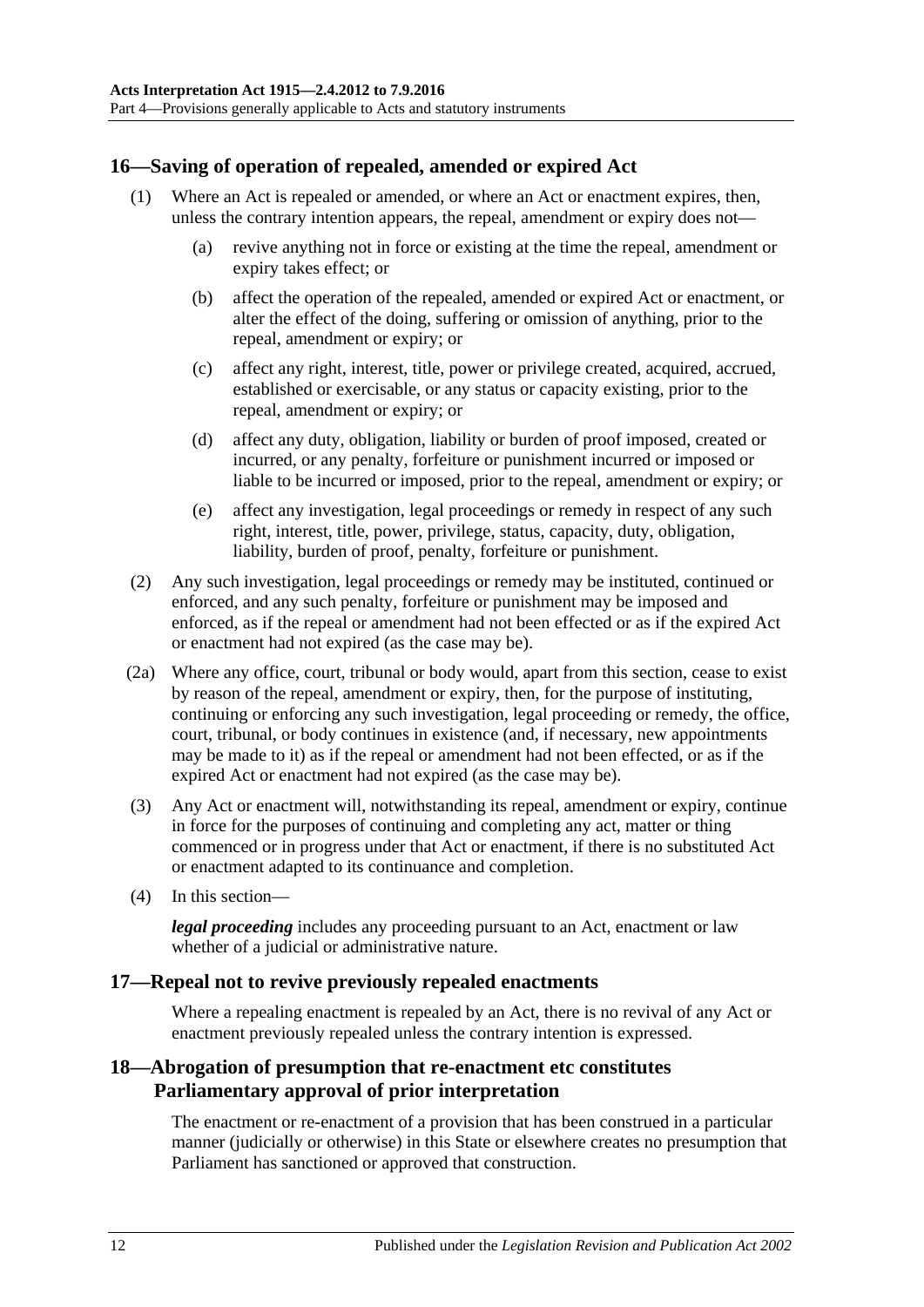## 16—Saving of operation of repealed, amended or expired Act

(1) Where an Act is repealed or amended, or where an Act or enactment expires, then, unless the contrary intention appears, the repeal, amendment or expiry does not—

(a) revive anything not in force or existing at the time the repeal, amendment or expiry takes effect; or

(b) affect the operation of the repealed, amended or expired Act or enactment, or alter the effect of the doing, suffering or omission of anything, prior to the repeal, amendment or expiry; or

(c) affect any right, interest, title, power or privilege created, acquired, accrued, established or exercisable, or any status or capacity existing, prior to the repeal, amendment or expiry; or

(d) affect any duty, obligation, liability or burden of proof imposed, created or incurred, or any penalty, forfeiture or punishment incurred or imposed or liable to be incurred or imposed, prior to the repeal, amendment or expiry; or

(e) affect any investigation, legal proceedings or remedy in respect of any such right, interest, title, power, privilege, status, capacity, duty, obligation, liability, burden of proof, penalty, forfeiture or punishment.

(2) Any such investigation, legal proceedings or remedy may be instituted, continued or enforced, and any such penalty, forfeiture or punishment may be imposed and enforced, as if the repeal or amendment had not been effected or as if the expired Act or enactment had not expired (as the case may be).

(2a) Where any office, court, tribunal or body would, apart from this section, cease to exist by reason of the repeal, amendment or expiry, then, for the purpose of instituting, continuing or enforcing any such investigation, legal proceeding or remedy, the office, court, tribunal, or body continues in existence (and, if necessary, new appointments may be made to it) as if the repeal or amendment had not been effected, or as if the expired Act or enactment had not expired (as the case may be).

(3) Any Act or enactment will, notwithstanding its repeal, amendment or expiry, continue in force for the purposes of continuing and completing any act, matter or thing commenced or in progress under that Act or enactment, if there is no substituted Act or enactment adapted to its continuance and completion.

(4) In this section—

***legal proceeding*** includes any proceeding pursuant to an Act, enactment or law whether of a judicial or administrative nature.

## 17—Repeal not to revive previously repealed enactments

Where a repealing enactment is repealed by an Act, there is no revival of any Act or enactment previously repealed unless the contrary intention is expressed.

## 18—Abrogation of presumption that re-enactment etc constitutes Parliamentary approval of prior interpretation

The enactment or re-enactment of a provision that has been construed in a particular manner (judicially or otherwise) in this State or elsewhere creates no presumption that Parliament has sanctioned or approved that construction.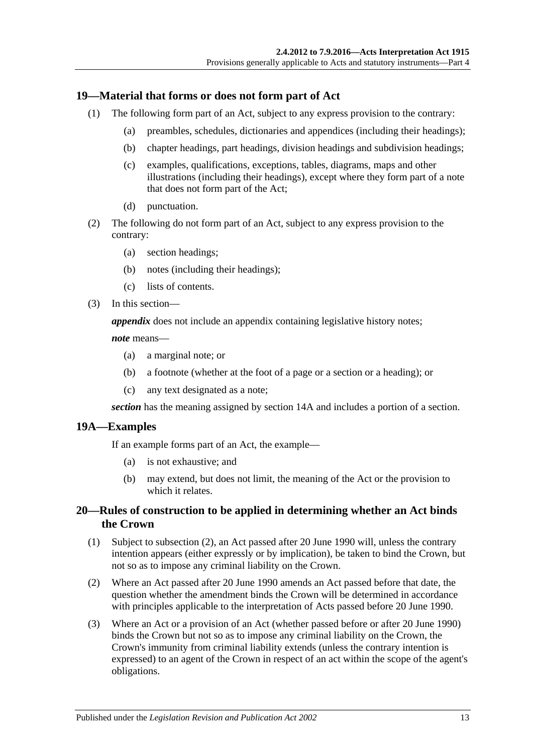## 19—Material that forms or does not form part of Act

(1) The following form part of an Act, subject to any express provision to the contrary:

- (a) preambles, schedules, dictionaries and appendices (including their headings);
- (b) chapter headings, part headings, division headings and subdivision headings;
- (c) examples, qualifications, exceptions, tables, diagrams, maps and other illustrations (including their headings), except where they form part of a note that does not form part of the Act;
- (d) punctuation.

(2) The following do not form part of an Act, subject to any express provision to the contrary:

- (a) section headings;
- (b) notes (including their headings);
- (c) lists of contents.

(3) In this section—

***appendix*** does not include an appendix containing legislative history notes;

***note*** means—

- (a) a marginal note; or
- (b) a footnote (whether at the foot of a page or a section or a heading); or
- (c) any text designated as a note;

***section*** has the meaning assigned by section 14A and includes a portion of a section.

## 19A—Examples

If an example forms part of an Act, the example—

- (a) is not exhaustive; and
- (b) may extend, but does not limit, the meaning of the Act or the provision to which it relates.

## 20—Rules of construction to be applied in determining whether an Act binds the Crown

(1) Subject to subsection (2), an Act passed after 20 June 1990 will, unless the contrary intention appears (either expressly or by implication), be taken to bind the Crown, but not so as to impose any criminal liability on the Crown.

(2) Where an Act passed after 20 June 1990 amends an Act passed before that date, the question whether the amendment binds the Crown will be determined in accordance with principles applicable to the interpretation of Acts passed before 20 June 1990.

(3) Where an Act or a provision of an Act (whether passed before or after 20 June 1990) binds the Crown but not so as to impose any criminal liability on the Crown, the Crown's immunity from criminal liability extends (unless the contrary intention is expressed) to an agent of the Crown in respect of an act within the scope of the agent's obligations.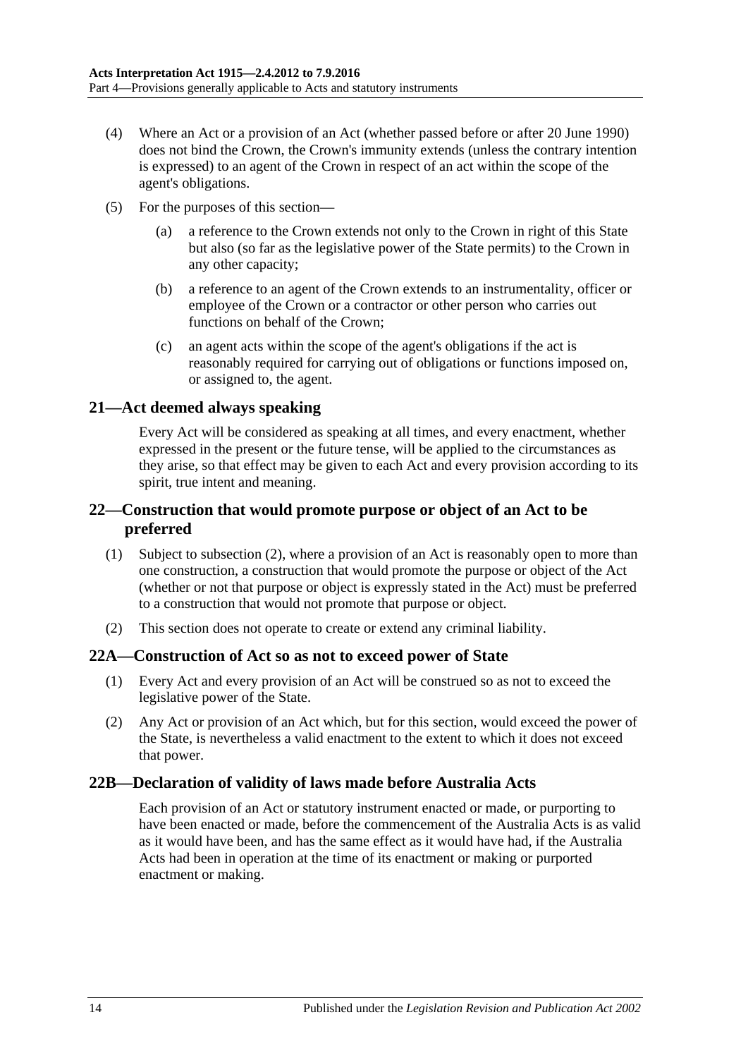(4) Where an Act or a provision of an Act (whether passed before or after 20 June 1990) does not bind the Crown, the Crown's immunity extends (unless the contrary intention is expressed) to an agent of the Crown in respect of an act within the scope of the agent's obligations.

(5) For the purposes of this section—

(a) a reference to the Crown extends not only to the Crown in right of this State but also (so far as the legislative power of the State permits) to the Crown in any other capacity;

(b) a reference to an agent of the Crown extends to an instrumentality, officer or employee of the Crown or a contractor or other person who carries out functions on behalf of the Crown;

(c) an agent acts within the scope of the agent's obligations if the act is reasonably required for carrying out of obligations or functions imposed on, or assigned to, the agent.

## 21—Act deemed always speaking

Every Act will be considered as speaking at all times, and every enactment, whether expressed in the present or the future tense, will be applied to the circumstances as they arise, so that effect may be given to each Act and every provision according to its spirit, true intent and meaning.

## 22—Construction that would promote purpose or object of an Act to be preferred

(1) Subject to subsection (2), where a provision of an Act is reasonably open to more than one construction, a construction that would promote the purpose or object of the Act (whether or not that purpose or object is expressly stated in the Act) must be preferred to a construction that would not promote that purpose or object.

(2) This section does not operate to create or extend any criminal liability.

## 22A—Construction of Act so as not to exceed power of State

(1) Every Act and every provision of an Act will be construed so as not to exceed the legislative power of the State.

(2) Any Act or provision of an Act which, but for this section, would exceed the power of the State, is nevertheless a valid enactment to the extent to which it does not exceed that power.

## 22B—Declaration of validity of laws made before Australia Acts

Each provision of an Act or statutory instrument enacted or made, or purporting to have been enacted or made, before the commencement of the Australia Acts is as valid as it would have been, and has the same effect as it would have had, if the Australia Acts had been in operation at the time of its enactment or making or purported enactment or making.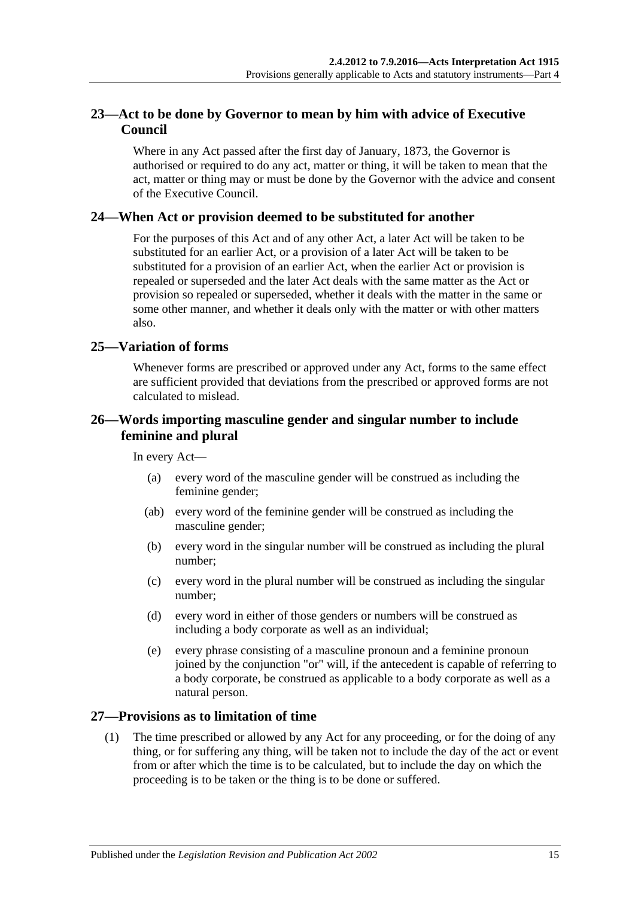## 23—Act to be done by Governor to mean by him with advice of Executive Council

Where in any Act passed after the first day of January, 1873, the Governor is authorised or required to do any act, matter or thing, it will be taken to mean that the act, matter or thing may or must be done by the Governor with the advice and consent of the Executive Council.

## 24—When Act or provision deemed to be substituted for another

For the purposes of this Act and of any other Act, a later Act will be taken to be substituted for an earlier Act, or a provision of a later Act will be taken to be substituted for a provision of an earlier Act, when the earlier Act or provision is repealed or superseded and the later Act deals with the same matter as the Act or provision so repealed or superseded, whether it deals with the matter in the same or some other manner, and whether it deals only with the matter or with other matters also.

## 25—Variation of forms

Whenever forms are prescribed or approved under any Act, forms to the same effect are sufficient provided that deviations from the prescribed or approved forms are not calculated to mislead.

## 26—Words importing masculine gender and singular number to include feminine and plural

In every Act—

- (a) every word of the masculine gender will be construed as including the feminine gender;
- (ab) every word of the feminine gender will be construed as including the masculine gender;
- (b) every word in the singular number will be construed as including the plural number;
- (c) every word in the plural number will be construed as including the singular number;
- (d) every word in either of those genders or numbers will be construed as including a body corporate as well as an individual;
- (e) every phrase consisting of a masculine pronoun and a feminine pronoun joined by the conjunction "or" will, if the antecedent is capable of referring to a body corporate, be construed as applicable to a body corporate as well as a natural person.

## 27—Provisions as to limitation of time

(1) The time prescribed or allowed by any Act for any proceeding, or for the doing of any thing, or for suffering any thing, will be taken not to include the day of the act or event from or after which the time is to be calculated, but to include the day on which the proceeding is to be taken or the thing is to be done or suffered.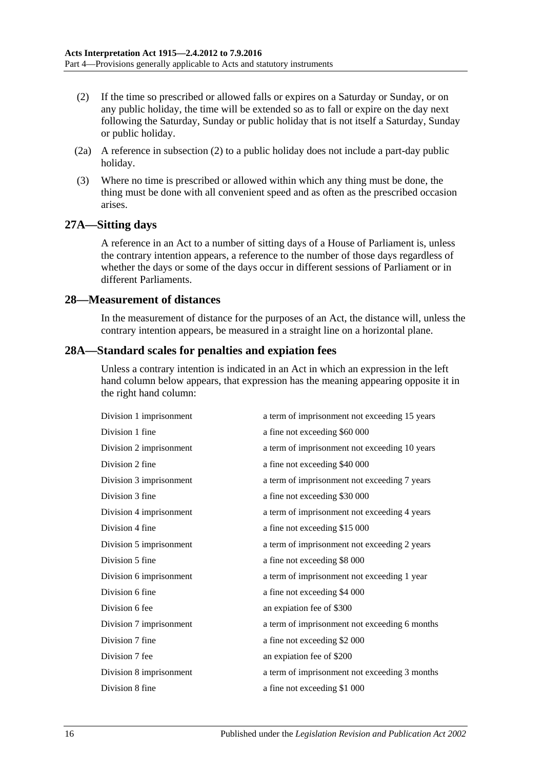(2) If the time so prescribed or allowed falls or expires on a Saturday or Sunday, or on any public holiday, the time will be extended so as to fall or expire on the day next following the Saturday, Sunday or public holiday that is not itself a Saturday, Sunday or public holiday.

(2a) A reference in subsection (2) to a public holiday does not include a part-day public holiday.

(3) Where no time is prescribed or allowed within which any thing must be done, the thing must be done with all convenient speed and as often as the prescribed occasion arises.

## 27A—Sitting days

A reference in an Act to a number of sitting days of a House of Parliament is, unless the contrary intention appears, a reference to the number of those days regardless of whether the days or some of the days occur in different sessions of Parliament or in different Parliaments.

## 28—Measurement of distances

In the measurement of distance for the purposes of an Act, the distance will, unless the contrary intention appears, be measured in a straight line on a horizontal plane.

## 28A—Standard scales for penalties and expiation fees

Unless a contrary intention is indicated in an Act in which an expression in the left hand column below appears, that expression has the meaning appearing opposite it in the right hand column:

| | |
|---|---|
| Division 1 imprisonment | a term of imprisonment not exceeding 15 years |
| Division 1 fine | a fine not exceeding $60 000 |
| Division 2 imprisonment | a term of imprisonment not exceeding 10 years |
| Division 2 fine | a fine not exceeding $40 000 |
| Division 3 imprisonment | a term of imprisonment not exceeding 7 years |
| Division 3 fine | a fine not exceeding $30 000 |
| Division 4 imprisonment | a term of imprisonment not exceeding 4 years |
| Division 4 fine | a fine not exceeding $15 000 |
| Division 5 imprisonment | a term of imprisonment not exceeding 2 years |
| Division 5 fine | a fine not exceeding $8 000 |
| Division 6 imprisonment | a term of imprisonment not exceeding 1 year |
| Division 6 fine | a fine not exceeding $4 000 |
| Division 6 fee | an expiation fee of $300 |
| Division 7 imprisonment | a term of imprisonment not exceeding 6 months |
| Division 7 fine | a fine not exceeding $2 000 |
| Division 7 fee | an expiation fee of $200 |
| Division 8 imprisonment | a term of imprisonment not exceeding 3 months |
| Division 8 fine | a fine not exceeding $1 000 |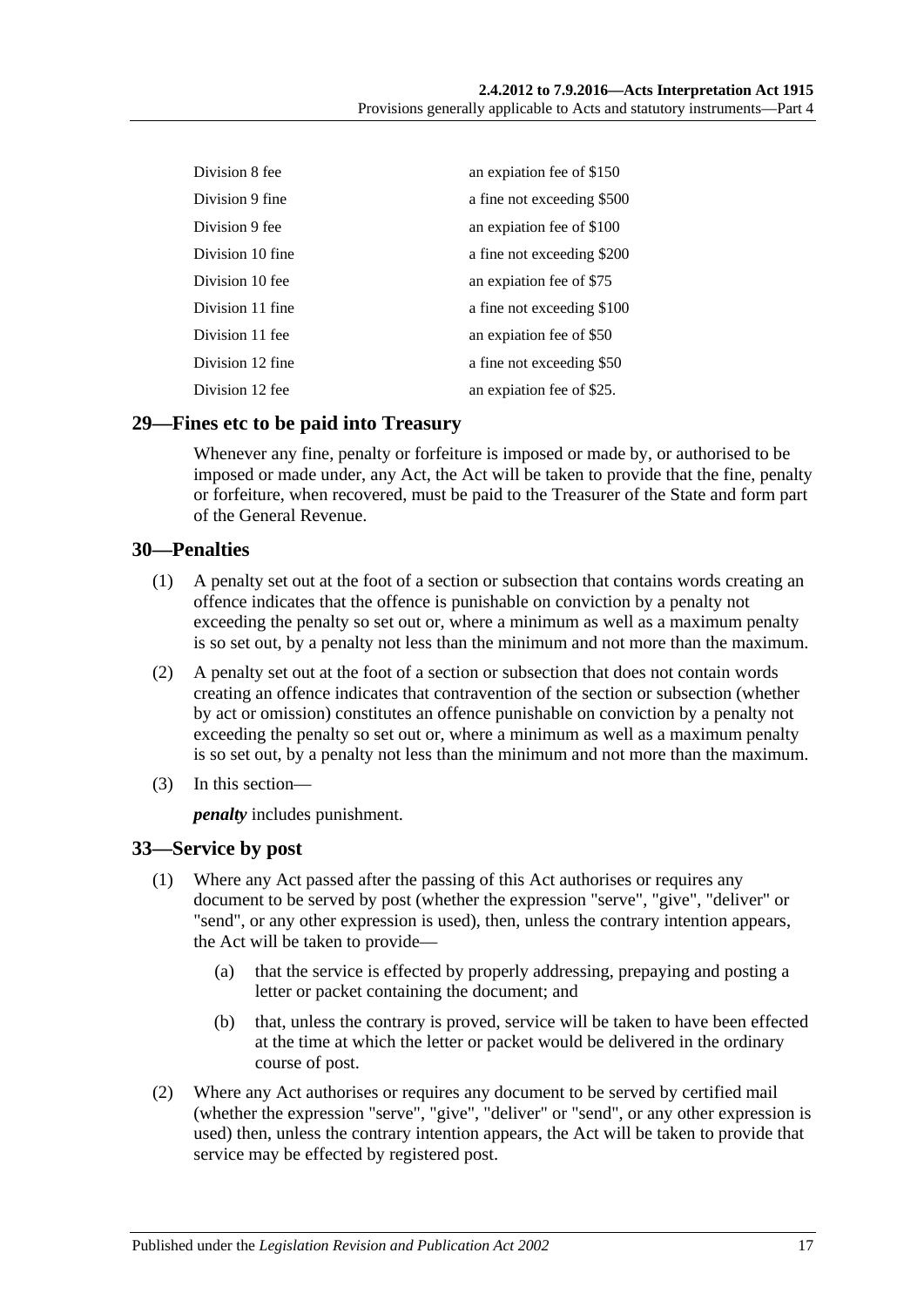| | |
|---|---|
| Division 8 fee | an expiation fee of $150 |
| Division 9 fine | a fine not exceeding $500 |
| Division 9 fee | an expiation fee of $100 |
| Division 10 fine | a fine not exceeding $200 |
| Division 10 fee | an expiation fee of $75 |
| Division 11 fine | a fine not exceeding $100 |
| Division 11 fee | an expiation fee of $50 |
| Division 12 fine | a fine not exceeding $50 |
| Division 12 fee | an expiation fee of $25. |

## 29—Fines etc to be paid into Treasury

Whenever any fine, penalty or forfeiture is imposed or made by, or authorised to be imposed or made under, any Act, the Act will be taken to provide that the fine, penalty or forfeiture, when recovered, must be paid to the Treasurer of the State and form part of the General Revenue.

## 30—Penalties

(1) A penalty set out at the foot of a section or subsection that contains words creating an offence indicates that the offence is punishable on conviction by a penalty not exceeding the penalty so set out or, where a minimum as well as a maximum penalty is so set out, by a penalty not less than the minimum and not more than the maximum.

(2) A penalty set out at the foot of a section or subsection that does not contain words creating an offence indicates that contravention of the section or subsection (whether by act or omission) constitutes an offence punishable on conviction by a penalty not exceeding the penalty so set out or, where a minimum as well as a maximum penalty is so set out, by a penalty not less than the minimum and not more than the maximum.

(3) In this section—

***penalty*** includes punishment.

## 33—Service by post

(1) Where any Act passed after the passing of this Act authorises or requires any document to be served by post (whether the expression "serve", "give", "deliver" or "send", or any other expression is used), then, unless the contrary intention appears, the Act will be taken to provide—

(a) that the service is effected by properly addressing, prepaying and posting a letter or packet containing the document; and

(b) that, unless the contrary is proved, service will be taken to have been effected at the time at which the letter or packet would be delivered in the ordinary course of post.

(2) Where any Act authorises or requires any document to be served by certified mail (whether the expression "serve", "give", "deliver" or "send", or any other expression is used) then, unless the contrary intention appears, the Act will be taken to provide that service may be effected by registered post.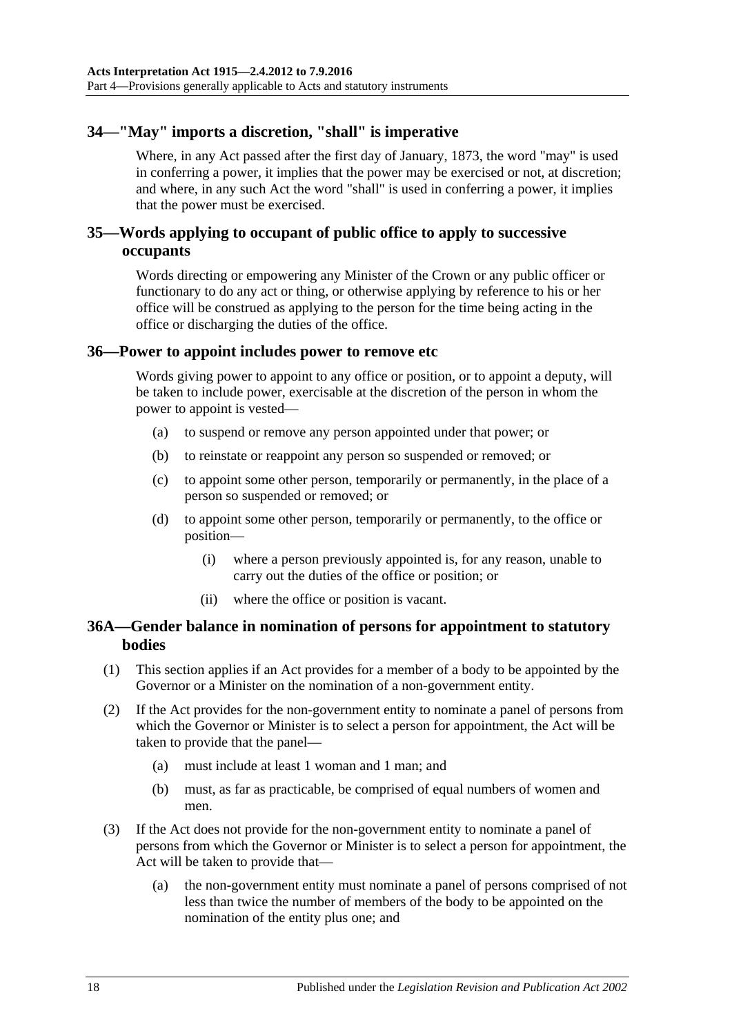## 34—"May" imports a discretion, "shall" is imperative

Where, in any Act passed after the first day of January, 1873, the word "may" is used in conferring a power, it implies that the power may be exercised or not, at discretion; and where, in any such Act the word "shall" is used in conferring a power, it implies that the power must be exercised.

## 35—Words applying to occupant of public office to apply to successive occupants

Words directing or empowering any Minister of the Crown or any public officer or functionary to do any act or thing, or otherwise applying by reference to his or her office will be construed as applying to the person for the time being acting in the office or discharging the duties of the office.

## 36—Power to appoint includes power to remove etc

Words giving power to appoint to any office or position, or to appoint a deputy, will be taken to include power, exercisable at the discretion of the person in whom the power to appoint is vested—

(a) to suspend or remove any person appointed under that power; or

(b) to reinstate or reappoint any person so suspended or removed; or

(c) to appoint some other person, temporarily or permanently, in the place of a person so suspended or removed; or

(d) to appoint some other person, temporarily or permanently, to the office or position—

(i) where a person previously appointed is, for any reason, unable to carry out the duties of the office or position; or

(ii) where the office or position is vacant.

## 36A—Gender balance in nomination of persons for appointment to statutory bodies

(1) This section applies if an Act provides for a member of a body to be appointed by the Governor or a Minister on the nomination of a non-government entity.

(2) If the Act provides for the non-government entity to nominate a panel of persons from which the Governor or Minister is to select a person for appointment, the Act will be taken to provide that the panel—

(a) must include at least 1 woman and 1 man; and

(b) must, as far as practicable, be comprised of equal numbers of women and men.

(3) If the Act does not provide for the non-government entity to nominate a panel of persons from which the Governor or Minister is to select a person for appointment, the Act will be taken to provide that—

(a) the non-government entity must nominate a panel of persons comprised of not less than twice the number of members of the body to be appointed on the nomination of the entity plus one; and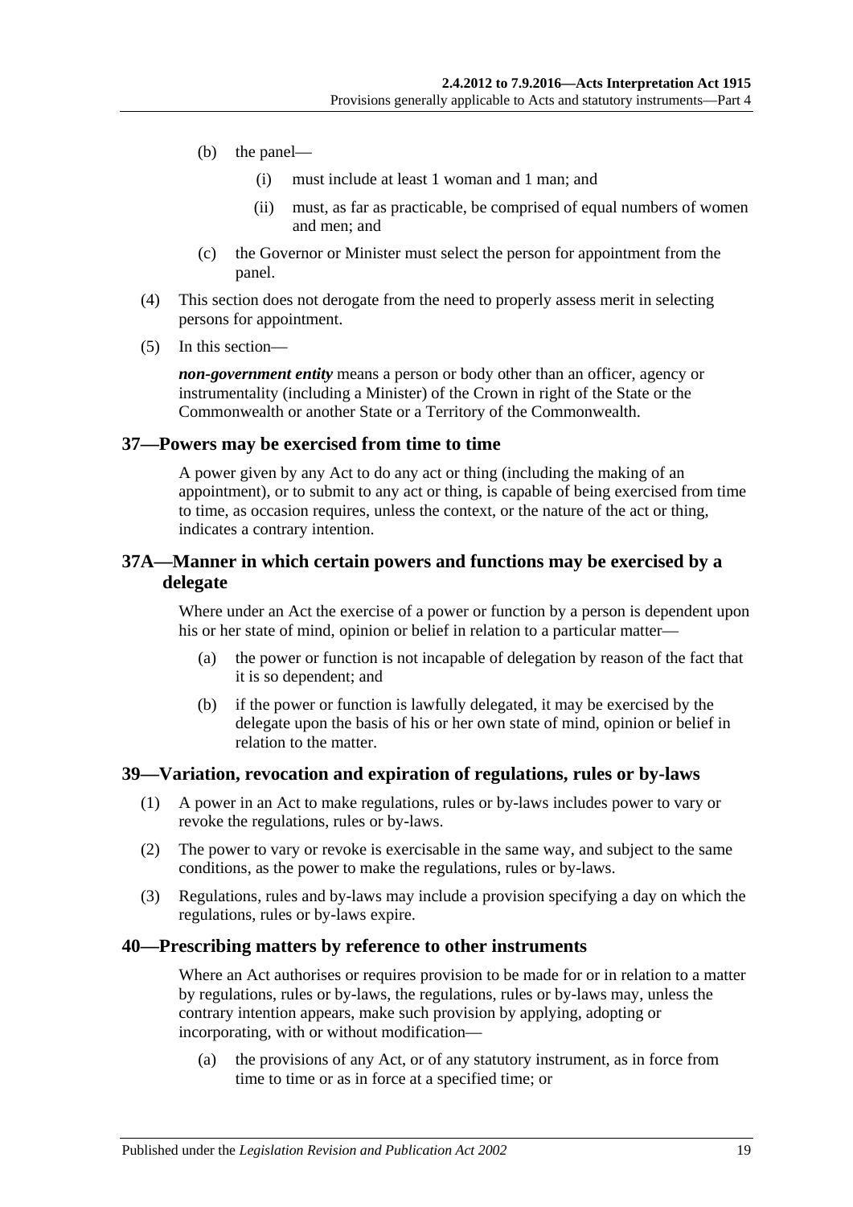(b) the panel—

(i) must include at least 1 woman and 1 man; and

(ii) must, as far as practicable, be comprised of equal numbers of women and men; and

(c) the Governor or Minister must select the person for appointment from the panel.

(4) This section does not derogate from the need to properly assess merit in selecting persons for appointment.

(5) In this section—

***non-government entity*** means a person or body other than an officer, agency or instrumentality (including a Minister) of the Crown in right of the State or the Commonwealth or another State or a Territory of the Commonwealth.

## 37—Powers may be exercised from time to time

A power given by any Act to do any act or thing (including the making of an appointment), or to submit to any act or thing, is capable of being exercised from time to time, as occasion requires, unless the context, or the nature of the act or thing, indicates a contrary intention.

## 37A—Manner in which certain powers and functions may be exercised by a delegate

Where under an Act the exercise of a power or function by a person is dependent upon his or her state of mind, opinion or belief in relation to a particular matter—

(a) the power or function is not incapable of delegation by reason of the fact that it is so dependent; and

(b) if the power or function is lawfully delegated, it may be exercised by the delegate upon the basis of his or her own state of mind, opinion or belief in relation to the matter.

## 39—Variation, revocation and expiration of regulations, rules or by-laws

(1) A power in an Act to make regulations, rules or by-laws includes power to vary or revoke the regulations, rules or by-laws.

(2) The power to vary or revoke is exercisable in the same way, and subject to the same conditions, as the power to make the regulations, rules or by-laws.

(3) Regulations, rules and by-laws may include a provision specifying a day on which the regulations, rules or by-laws expire.

## 40—Prescribing matters by reference to other instruments

Where an Act authorises or requires provision to be made for or in relation to a matter by regulations, rules or by-laws, the regulations, rules or by-laws may, unless the contrary intention appears, make such provision by applying, adopting or incorporating, with or without modification—

(a) the provisions of any Act, or of any statutory instrument, as in force from time to time or as in force at a specified time; or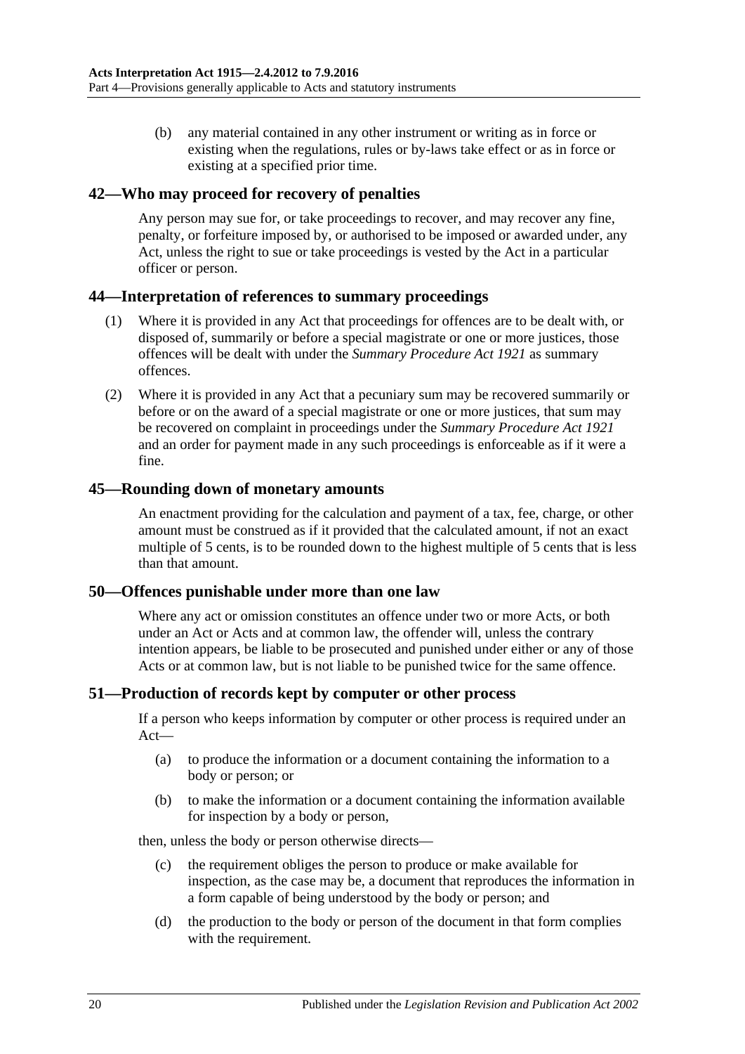(b) any material contained in any other instrument or writing as in force or existing when the regulations, rules or by-laws take effect or as in force or existing at a specified prior time.

## 42—Who may proceed for recovery of penalties

Any person may sue for, or take proceedings to recover, and may recover any fine, penalty, or forfeiture imposed by, or authorised to be imposed or awarded under, any Act, unless the right to sue or take proceedings is vested by the Act in a particular officer or person.

## 44—Interpretation of references to summary proceedings

(1) Where it is provided in any Act that proceedings for offences are to be dealt with, or disposed of, summarily or before a special magistrate or one or more justices, those offences will be dealt with under the *Summary Procedure Act 1921* as summary offences.

(2) Where it is provided in any Act that a pecuniary sum may be recovered summarily or before or on the award of a special magistrate or one or more justices, that sum may be recovered on complaint in proceedings under the *Summary Procedure Act 1921* and an order for payment made in any such proceedings is enforceable as if it were a fine.

## 45—Rounding down of monetary amounts

An enactment providing for the calculation and payment of a tax, fee, charge, or other amount must be construed as if it provided that the calculated amount, if not an exact multiple of 5 cents, is to be rounded down to the highest multiple of 5 cents that is less than that amount.

## 50—Offences punishable under more than one law

Where any act or omission constitutes an offence under two or more Acts, or both under an Act or Acts and at common law, the offender will, unless the contrary intention appears, be liable to be prosecuted and punished under either or any of those Acts or at common law, but is not liable to be punished twice for the same offence.

## 51—Production of records kept by computer or other process

If a person who keeps information by computer or other process is required under an Act—

(a) to produce the information or a document containing the information to a body or person; or

(b) to make the information or a document containing the information available for inspection by a body or person,

then, unless the body or person otherwise directs—

(c) the requirement obliges the person to produce or make available for inspection, as the case may be, a document that reproduces the information in a form capable of being understood by the body or person; and

(d) the production to the body or person of the document in that form complies with the requirement.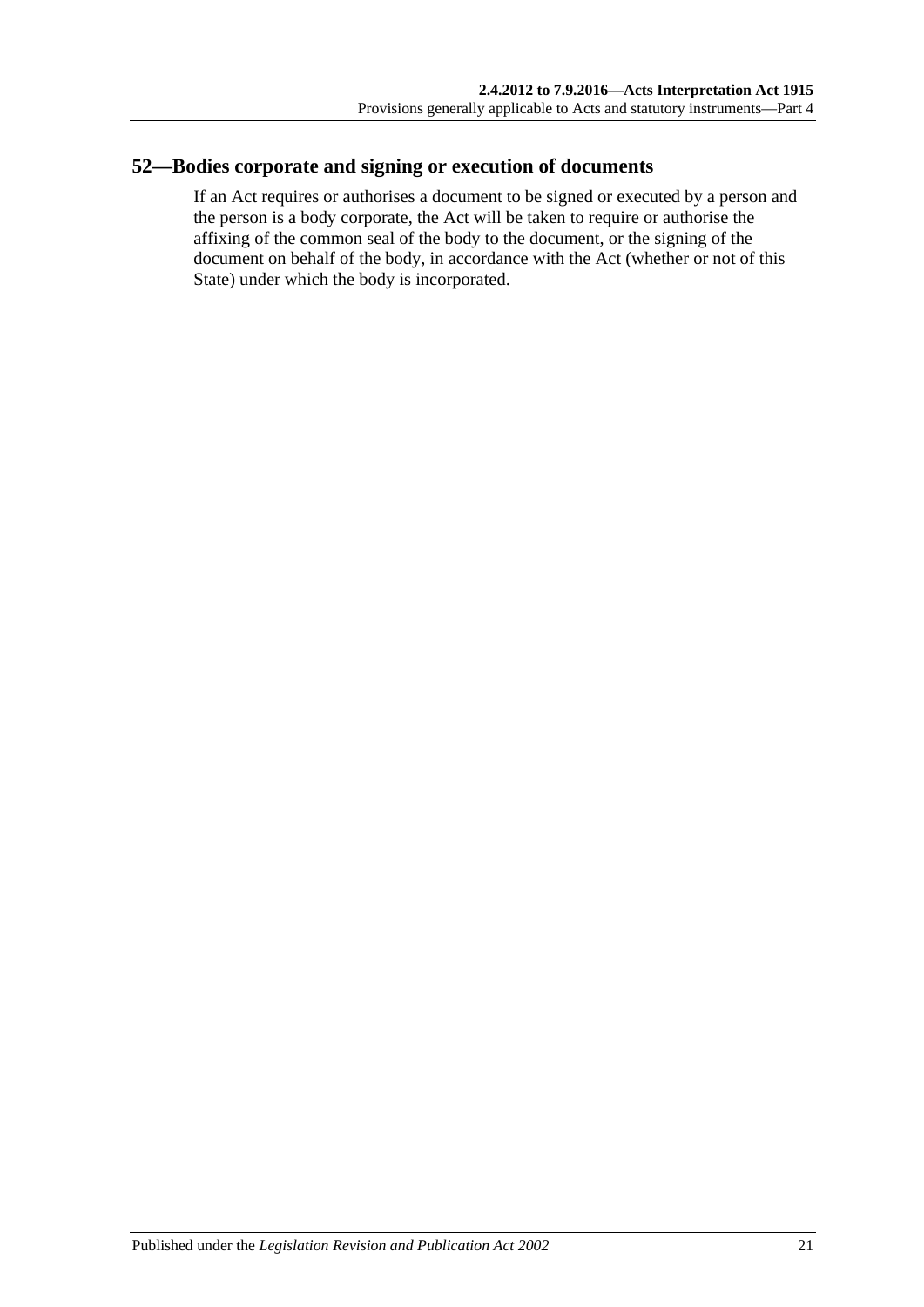## 52—Bodies corporate and signing or execution of documents

If an Act requires or authorises a document to be signed or executed by a person and the person is a body corporate, the Act will be taken to require or authorise the affixing of the common seal of the body to the document, or the signing of the document on behalf of the body, in accordance with the Act (whether or not of this State) under which the body is incorporated.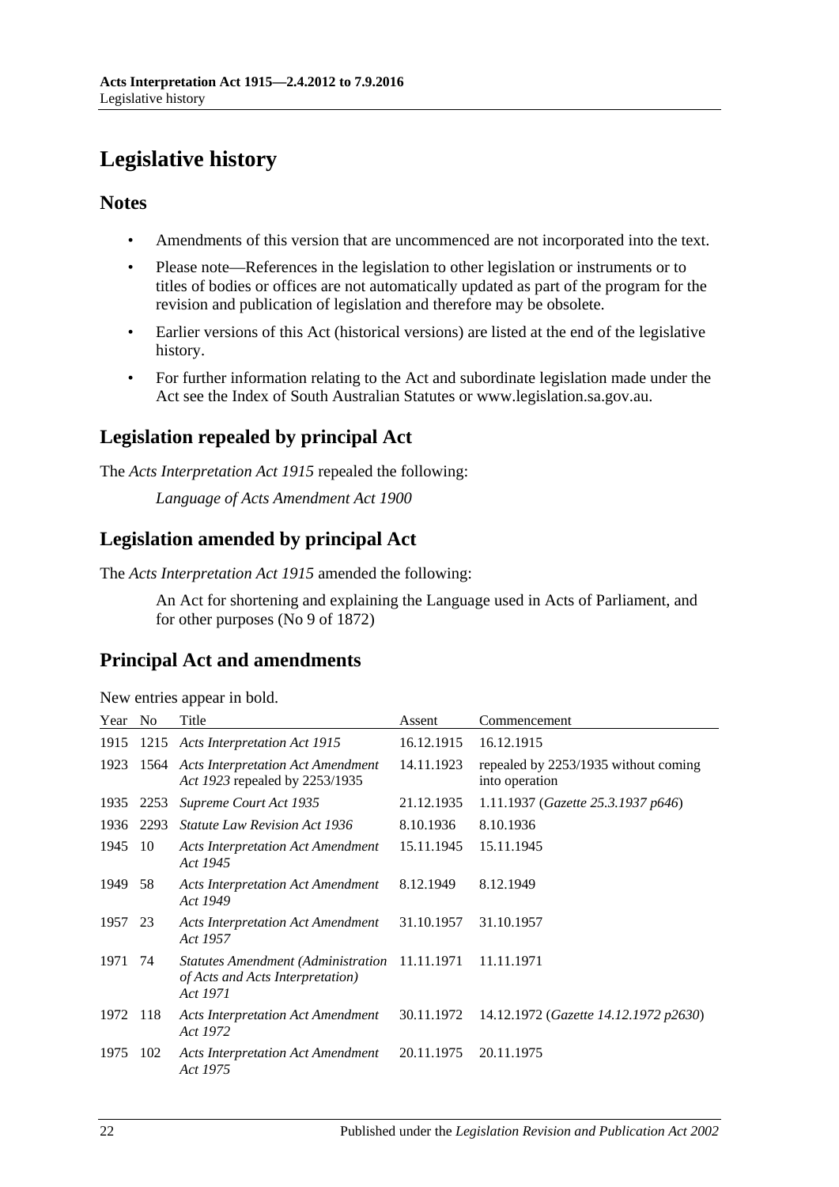# Legislative history

## Notes

- Amendments of this version that are uncommenced are not incorporated into the text.
- Please note—References in the legislation to other legislation or instruments or to titles of bodies or offices are not automatically updated as part of the program for the revision and publication of legislation and therefore may be obsolete.
- Earlier versions of this Act (historical versions) are listed at the end of the legislative history.
- For further information relating to the Act and subordinate legislation made under the Act see the Index of South Australian Statutes or www.legislation.sa.gov.au.

## Legislation repealed by principal Act

The *Acts Interpretation Act 1915* repealed the following:

*Language of Acts Amendment Act 1900*

## Legislation amended by principal Act

The *Acts Interpretation Act 1915* amended the following:

An Act for shortening and explaining the Language used in Acts of Parliament, and for other purposes (No 9 of 1872)

## Principal Act and amendments

New entries appear in bold.

| Year | No | Title | Assent | Commencement |
|---|---|---|---|---|
| 1915 | 1215 | *Acts Interpretation Act 1915* | 16.12.1915 | 16.12.1915 |
| 1923 | 1564 | *Acts Interpretation Act Amendment Act 1923* repealed by 2253/1935 | 14.11.1923 | repealed by 2253/1935 without coming into operation |
| 1935 | 2253 | *Supreme Court Act 1935* | 21.12.1935 | 1.11.1937 (*Gazette 25.3.1937 p646*) |
| 1936 | 2293 | *Statute Law Revision Act 1936* | 8.10.1936 | 8.10.1936 |
| 1945 | 10 | *Acts Interpretation Act Amendment Act 1945* | 15.11.1945 | 15.11.1945 |
| 1949 | 58 | *Acts Interpretation Act Amendment Act 1949* | 8.12.1949 | 8.12.1949 |
| 1957 | 23 | *Acts Interpretation Act Amendment Act 1957* | 31.10.1957 | 31.10.1957 |
| 1971 | 74 | *Statutes Amendment (Administration of Acts and Acts Interpretation) Act 1971* | 11.11.1971 | 11.11.1971 |
| 1972 | 118 | *Acts Interpretation Act Amendment Act 1972* | 30.11.1972 | 14.12.1972 (*Gazette 14.12.1972 p2630*) |
| 1975 | 102 | *Acts Interpretation Act Amendment Act 1975* | 20.11.1975 | 20.11.1975 |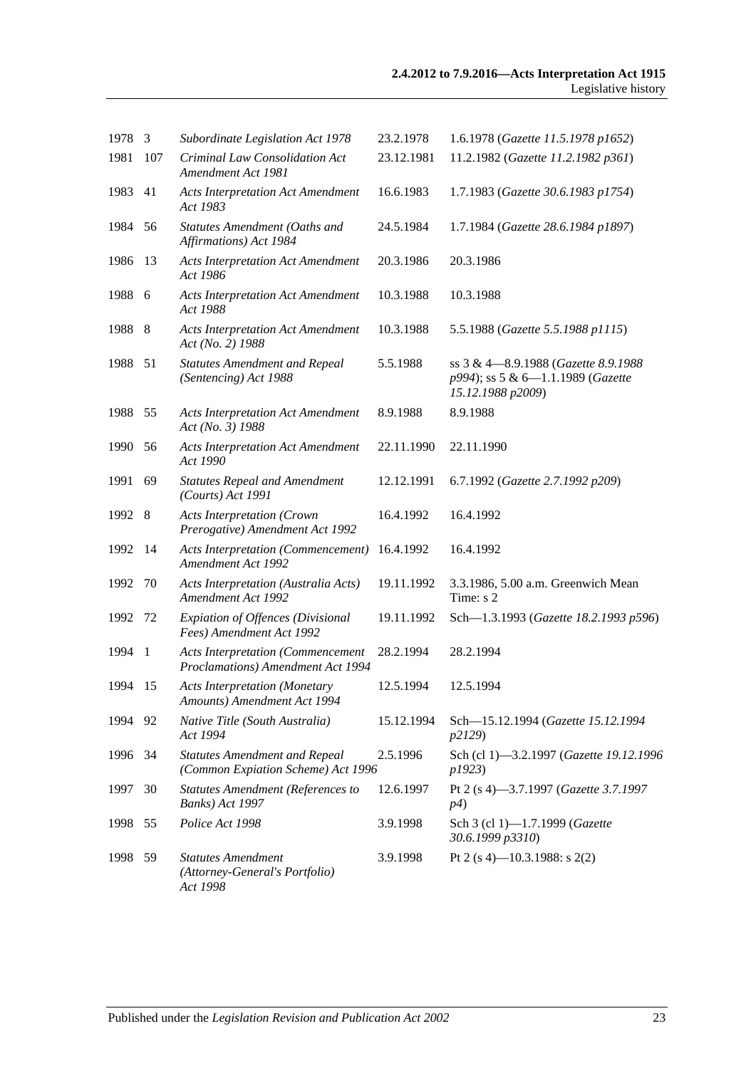| | | | | |
|---|---|---|---|---|
| 1978 | 3 | *Subordinate Legislation Act 1978* | 23.2.1978 | 1.6.1978 (*Gazette 11.5.1978 p1652*) |
| 1981 | 107 | *Criminal Law Consolidation Act Amendment Act 1981* | 23.12.1981 | 11.2.1982 (*Gazette 11.2.1982 p361*) |
| 1983 | 41 | *Acts Interpretation Act Amendment Act 1983* | 16.6.1983 | 1.7.1983 (*Gazette 30.6.1983 p1754*) |
| 1984 | 56 | *Statutes Amendment (Oaths and Affirmations) Act 1984* | 24.5.1984 | 1.7.1984 (*Gazette 28.6.1984 p1897*) |
| 1986 | 13 | *Acts Interpretation Act Amendment Act 1986* | 20.3.1986 | 20.3.1986 |
| 1988 | 6 | *Acts Interpretation Act Amendment Act 1988* | 10.3.1988 | 10.3.1988 |
| 1988 | 8 | *Acts Interpretation Act Amendment Act (No. 2) 1988* | 10.3.1988 | 5.5.1988 (*Gazette 5.5.1988 p1115*) |
| 1988 | 51 | *Statutes Amendment and Repeal (Sentencing) Act 1988* | 5.5.1988 | ss 3 & 4—8.9.1988 (*Gazette 8.9.1988 p994*); ss 5 & 6—1.1.1989 (*Gazette 15.12.1988 p2009*) |
| 1988 | 55 | *Acts Interpretation Act Amendment Act (No. 3) 1988* | 8.9.1988 | 8.9.1988 |
| 1990 | 56 | *Acts Interpretation Act Amendment Act 1990* | 22.11.1990 | 22.11.1990 |
| 1991 | 69 | *Statutes Repeal and Amendment (Courts) Act 1991* | 12.12.1991 | 6.7.1992 (*Gazette 2.7.1992 p209*) |
| 1992 | 8 | *Acts Interpretation (Crown Prerogative) Amendment Act 1992* | 16.4.1992 | 16.4.1992 |
| 1992 | 14 | *Acts Interpretation (Commencement) Amendment Act 1992* | 16.4.1992 | 16.4.1992 |
| 1992 | 70 | *Acts Interpretation (Australia Acts) Amendment Act 1992* | 19.11.1992 | 3.3.1986, 5.00 a.m. Greenwich Mean Time: s 2 |
| 1992 | 72 | *Expiation of Offences (Divisional Fees) Amendment Act 1992* | 19.11.1992 | Sch—1.3.1993 (*Gazette 18.2.1993 p596*) |
| 1994 | 1 | *Acts Interpretation (Commencement Proclamations) Amendment Act 1994* | 28.2.1994 | 28.2.1994 |
| 1994 | 15 | *Acts Interpretation (Monetary Amounts) Amendment Act 1994* | 12.5.1994 | 12.5.1994 |
| 1994 | 92 | *Native Title (South Australia) Act 1994* | 15.12.1994 | Sch—15.12.1994 (*Gazette 15.12.1994 p2129*) |
| 1996 | 34 | *Statutes Amendment and Repeal (Common Expiation Scheme) Act 1996* | 2.5.1996 | Sch (cl 1)—3.2.1997 (*Gazette 19.12.1996 p1923*) |
| 1997 | 30 | *Statutes Amendment (References to Banks) Act 1997* | 12.6.1997 | Pt 2 (s 4)—3.7.1997 (*Gazette 3.7.1997 p4*) |
| 1998 | 55 | *Police Act 1998* | 3.9.1998 | Sch 3 (cl 1)—1.7.1999 (*Gazette 30.6.1999 p3310*) |
| 1998 | 59 | *Statutes Amendment (Attorney-General's Portfolio) Act 1998* | 3.9.1998 | Pt 2 (s 4)—10.3.1988: s 2(2) |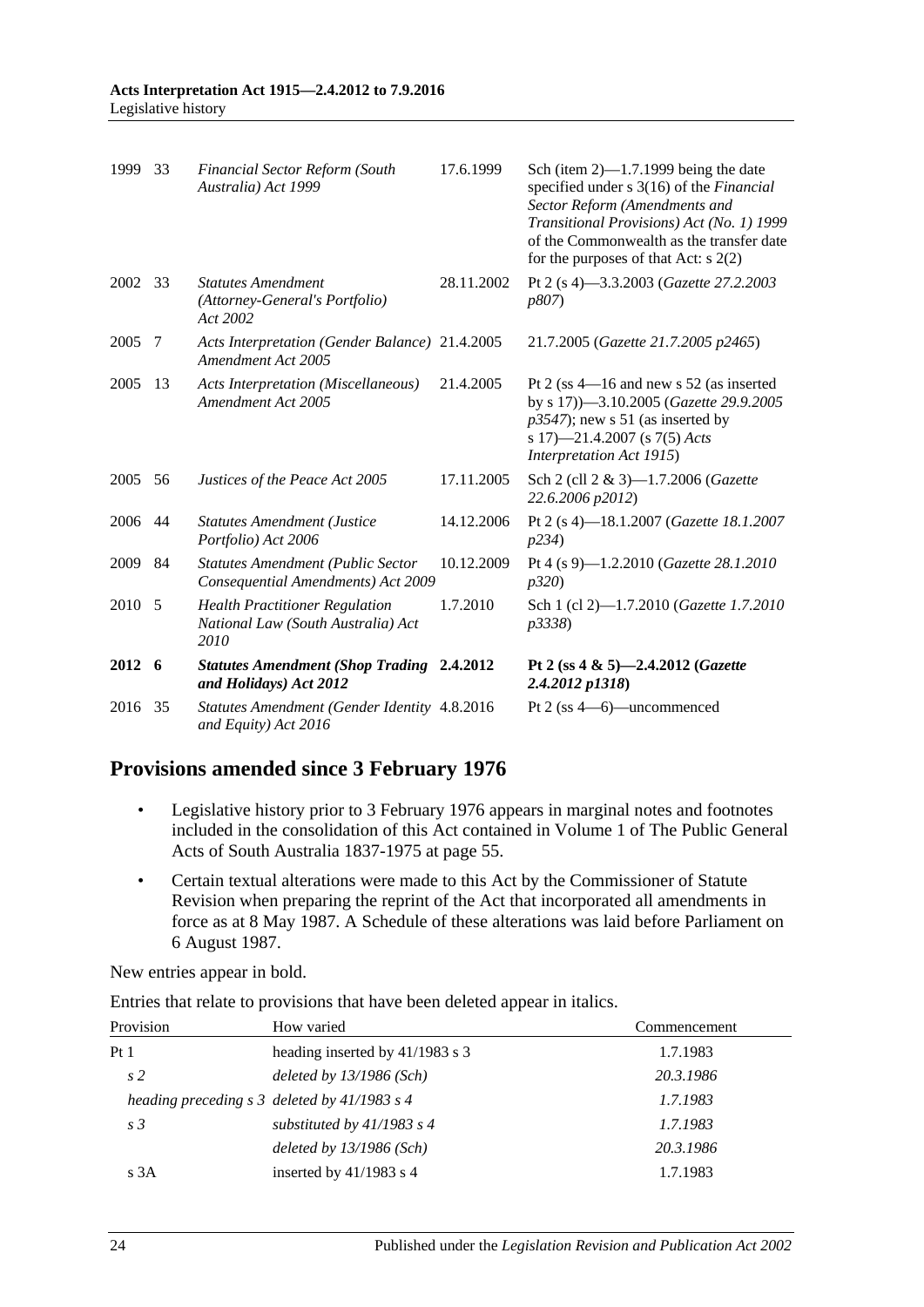| | | | | |
|---|---|---|---|---|
| 1999 | 33 | *Financial Sector Reform (South Australia) Act 1999* | 17.6.1999 | Sch (item 2)—1.7.1999 being the date specified under s 3(16) of the *Financial Sector Reform (Amendments and Transitional Provisions) Act (No. 1) 1999* of the Commonwealth as the transfer date for the purposes of that Act: s 2(2) |
| 2002 | 33 | *Statutes Amendment (Attorney-General's Portfolio) Act 2002* | 28.11.2002 | Pt 2 (s 4)—3.3.2003 (*Gazette 27.2.2003 p807*) |
| 2005 | 7 | *Acts Interpretation (Gender Balance) Amendment Act 2005* | 21.4.2005 | 21.7.2005 (*Gazette 21.7.2005 p2465*) |
| 2005 | 13 | *Acts Interpretation (Miscellaneous) Amendment Act 2005* | 21.4.2005 | Pt 2 (ss 4—16 and new s 52 (as inserted by s 17))—3.10.2005 (*Gazette 29.9.2005 p3547*); new s 51 (as inserted by s 17)—21.4.2007 (s 7(5) *Acts Interpretation Act 1915*) |
| 2005 | 56 | *Justices of the Peace Act 2005* | 17.11.2005 | Sch 2 (cll 2 & 3)—1.7.2006 (*Gazette 22.6.2006 p2012*) |
| 2006 | 44 | *Statutes Amendment (Justice Portfolio) Act 2006* | 14.12.2006 | Pt 2 (s 4)—18.1.2007 (*Gazette 18.1.2007 p234*) |
| 2009 | 84 | *Statutes Amendment (Public Sector Consequential Amendments) Act 2009* | 10.12.2009 | Pt 4 (s 9)—1.2.2010 (*Gazette 28.1.2010 p320*) |
| 2010 | 5 | *Health Practitioner Regulation National Law (South Australia) Act 2010* | 1.7.2010 | Sch 1 (cl 2)—1.7.2010 (*Gazette 1.7.2010 p3338*) |
| **2012** | **6** | ***Statutes Amendment (Shop Trading and Holidays) Act 2012*** | **2.4.2012** | **Pt 2 (ss 4 & 5)—2.4.2012 (*Gazette 2.4.2012 p1318*)** |
| 2016 | 35 | *Statutes Amendment (Gender Identity and Equity) Act 2016* | 4.8.2016 | Pt 2 (ss 4—6)—uncommenced |

## Provisions amended since 3 February 1976

- Legislative history prior to 3 February 1976 appears in marginal notes and footnotes included in the consolidation of this Act contained in Volume 1 of The Public General Acts of South Australia 1837-1975 at page 55.
- Certain textual alterations were made to this Act by the Commissioner of Statute Revision when preparing the reprint of the Act that incorporated all amendments in force as at 8 May 1987. A Schedule of these alterations was laid before Parliament on 6 August 1987.

New entries appear in bold.

Entries that relate to provisions that have been deleted appear in italics.

| Provision | How varied | Commencement |
|---|---|---|
| Pt 1 | heading inserted by 41/1983 s 3 | 1.7.1983 |
| *s 2* | *deleted by 13/1986 (Sch)* | *20.3.1986* |
| *heading preceding s 3* | *deleted by 41/1983 s 4* | *1.7.1983* |
| *s 3* | *substituted by 41/1983 s 4* | *1.7.1983* |
| | *deleted by 13/1986 (Sch)* | *20.3.1986* |
| s 3A | inserted by 41/1983 s 4 | 1.7.1983 |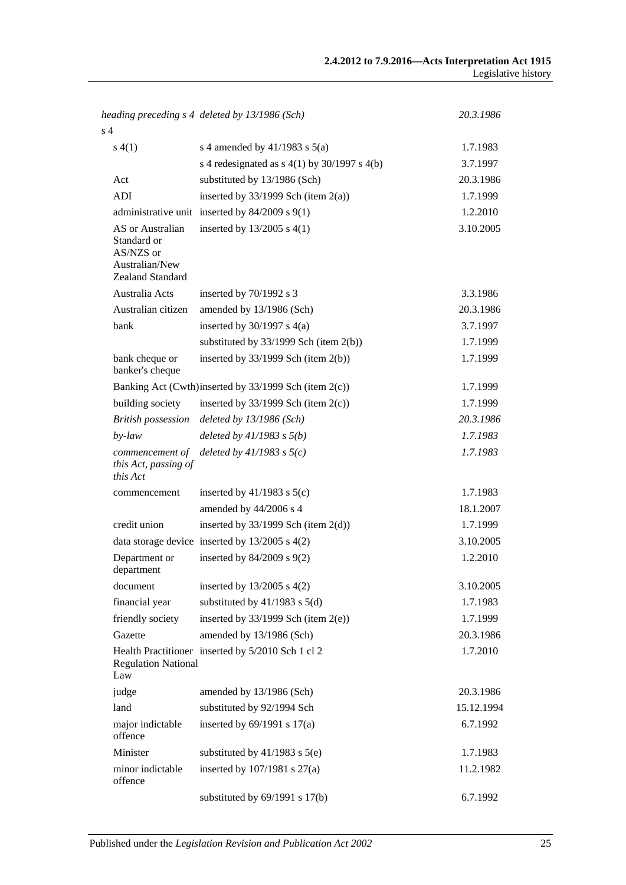| | | |
|---|---|---|
| *heading preceding s 4* | *deleted by 13/1986 (Sch)* | *20.3.1986* |
| s 4 | | |
| s 4(1) | s 4 amended by 41/1983 s 5(a) | 1.7.1983 |
| | s 4 redesignated as s 4(1) by 30/1997 s 4(b) | 3.7.1997 |
| Act | substituted by 13/1986 (Sch) | 20.3.1986 |
| ADI | inserted by 33/1999 Sch (item 2(a)) | 1.7.1999 |
| administrative unit | inserted by 84/2009 s 9(1) | 1.2.2010 |
| AS or Australian Standard or AS/NZS or Australian/New Zealand Standard | inserted by 13/2005 s 4(1) | 3.10.2005 |
| Australia Acts | inserted by 70/1992 s 3 | 3.3.1986 |
| Australian citizen | amended by 13/1986 (Sch) | 20.3.1986 |
| bank | inserted by 30/1997 s 4(a) | 3.7.1997 |
| | substituted by 33/1999 Sch (item 2(b)) | 1.7.1999 |
| bank cheque or banker's cheque | inserted by 33/1999 Sch (item 2(b)) | 1.7.1999 |
| Banking Act (Cwth) | inserted by 33/1999 Sch (item 2(c)) | 1.7.1999 |
| building society | inserted by 33/1999 Sch (item 2(c)) | 1.7.1999 |
| *British possession* | *deleted by 13/1986 (Sch)* | *20.3.1986* |
| *by-law* | *deleted by 41/1983 s 5(b)* | *1.7.1983* |
| *commencement of this Act, passing of this Act* | *deleted by 41/1983 s 5(c)* | *1.7.1983* |
| commencement | inserted by 41/1983 s 5(c) | 1.7.1983 |
| | amended by 44/2006 s 4 | 18.1.2007 |
| credit union | inserted by 33/1999 Sch (item 2(d)) | 1.7.1999 |
| data storage device | inserted by 13/2005 s 4(2) | 3.10.2005 |
| Department or department | inserted by 84/2009 s 9(2) | 1.2.2010 |
| document | inserted by 13/2005 s 4(2) | 3.10.2005 |
| financial year | substituted by 41/1983 s 5(d) | 1.7.1983 |
| friendly society | inserted by 33/1999 Sch (item 2(e)) | 1.7.1999 |
| Gazette | amended by 13/1986 (Sch) | 20.3.1986 |
| Health Practitioner Regulation National Law | inserted by 5/2010 Sch 1 cl 2 | 1.7.2010 |
| judge | amended by 13/1986 (Sch) | 20.3.1986 |
| land | substituted by 92/1994 Sch | 15.12.1994 |
| major indictable offence | inserted by 69/1991 s 17(a) | 6.7.1992 |
| Minister | substituted by 41/1983 s 5(e) | 1.7.1983 |
| minor indictable offence | inserted by 107/1981 s 27(a) | 11.2.1982 |
| | substituted by 69/1991 s 17(b) | 6.7.1992 |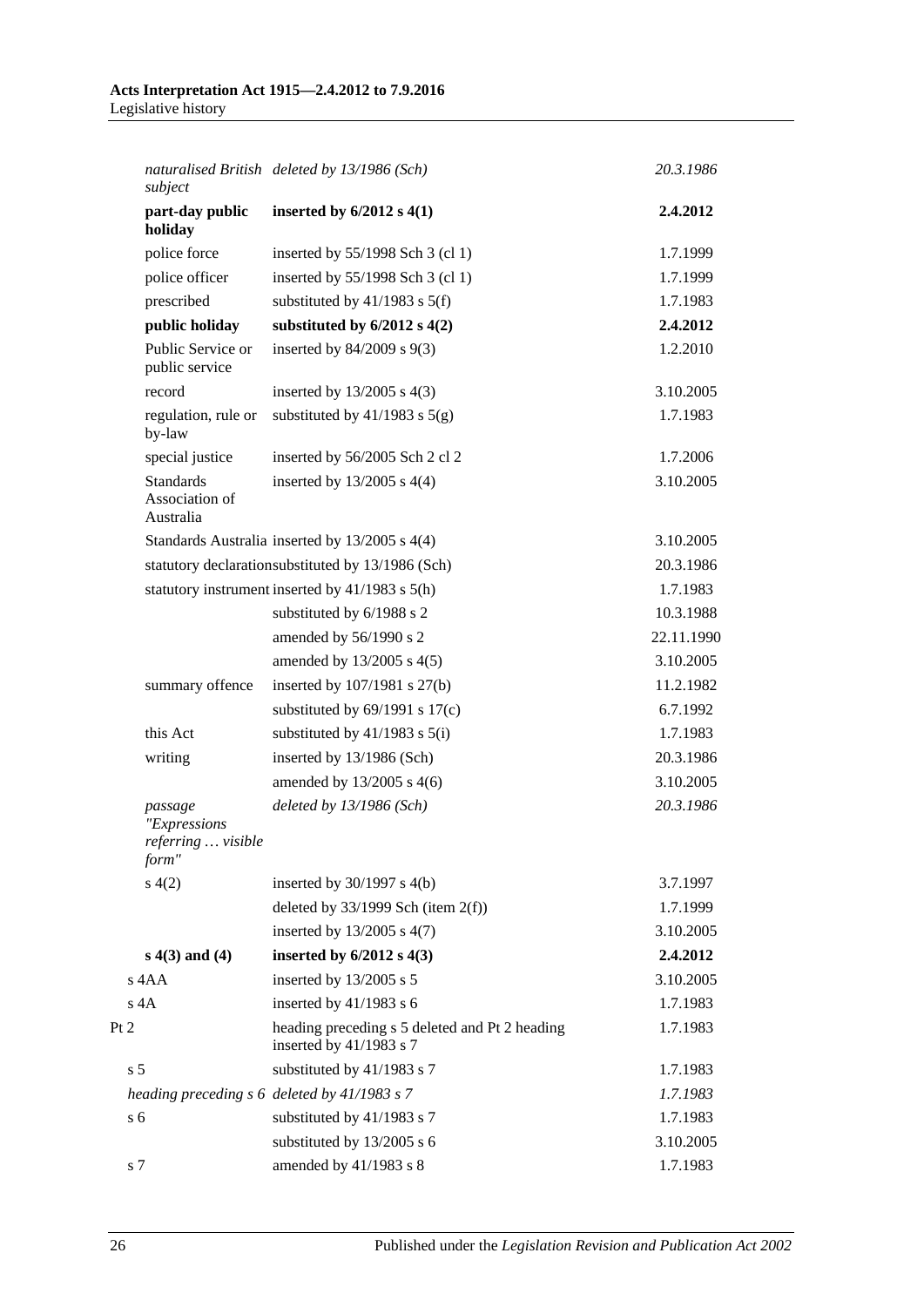| | | | |
|---|---|---|---|
| | *naturalised British subject* | *deleted by 13/1986 (Sch)* | *20.3.1986* |
| | **part-day public holiday** | **inserted by 6/2012 s 4(1)** | **2.4.2012** |
| | police force | inserted by 55/1998 Sch 3 (cl 1) | 1.7.1999 |
| | police officer | inserted by 55/1998 Sch 3 (cl 1) | 1.7.1999 |
| | prescribed | substituted by 41/1983 s 5(f) | 1.7.1983 |
| | **public holiday** | **substituted by 6/2012 s 4(2)** | **2.4.2012** |
| | Public Service or public service | inserted by 84/2009 s 9(3) | 1.2.2010 |
| | record | inserted by 13/2005 s 4(3) | 3.10.2005 |
| | regulation, rule or by-law | substituted by 41/1983 s 5(g) | 1.7.1983 |
| | special justice | inserted by 56/2005 Sch 2 cl 2 | 1.7.2006 |
| | Standards Association of Australia | inserted by 13/2005 s 4(4) | 3.10.2005 |
| | Standards Australia | inserted by 13/2005 s 4(4) | 3.10.2005 |
| | statutory declaration | substituted by 13/1986 (Sch) | 20.3.1986 |
| | statutory instrument | inserted by 41/1983 s 5(h) | 1.7.1983 |
| | | substituted by 6/1988 s 2 | 10.3.1988 |
| | | amended by 56/1990 s 2 | 22.11.1990 |
| | | amended by 13/2005 s 4(5) | 3.10.2005 |
| | summary offence | inserted by 107/1981 s 27(b) | 11.2.1982 |
| | | substituted by 69/1991 s 17(c) | 6.7.1992 |
| | this Act | substituted by 41/1983 s 5(i) | 1.7.1983 |
| | writing | inserted by 13/1986 (Sch) | 20.3.1986 |
| | | amended by 13/2005 s 4(6) | 3.10.2005 |
| | *passage "Expressions referring … visible form"* | *deleted by 13/1986 (Sch)* | *20.3.1986* |
| | s 4(2) | inserted by 30/1997 s 4(b) | 3.7.1997 |
| | | deleted by 33/1999 Sch (item 2(f)) | 1.7.1999 |
| | | inserted by 13/2005 s 4(7) | 3.10.2005 |
| | **s 4(3) and (4)** | **inserted by 6/2012 s 4(3)** | **2.4.2012** |
| | s 4AA | inserted by 13/2005 s 5 | 3.10.2005 |
| | s 4A | inserted by 41/1983 s 6 | 1.7.1983 |
| Pt 2 | | heading preceding s 5 deleted and Pt 2 heading inserted by 41/1983 s 7 | 1.7.1983 |
| | s 5 | substituted by 41/1983 s 7 | 1.7.1983 |
| | *heading preceding s 6* | *deleted by 41/1983 s 7* | *1.7.1983* |
| | s 6 | substituted by 41/1983 s 7 | 1.7.1983 |
| | | substituted by 13/2005 s 6 | 3.10.2005 |
| | s 7 | amended by 41/1983 s 8 | 1.7.1983 |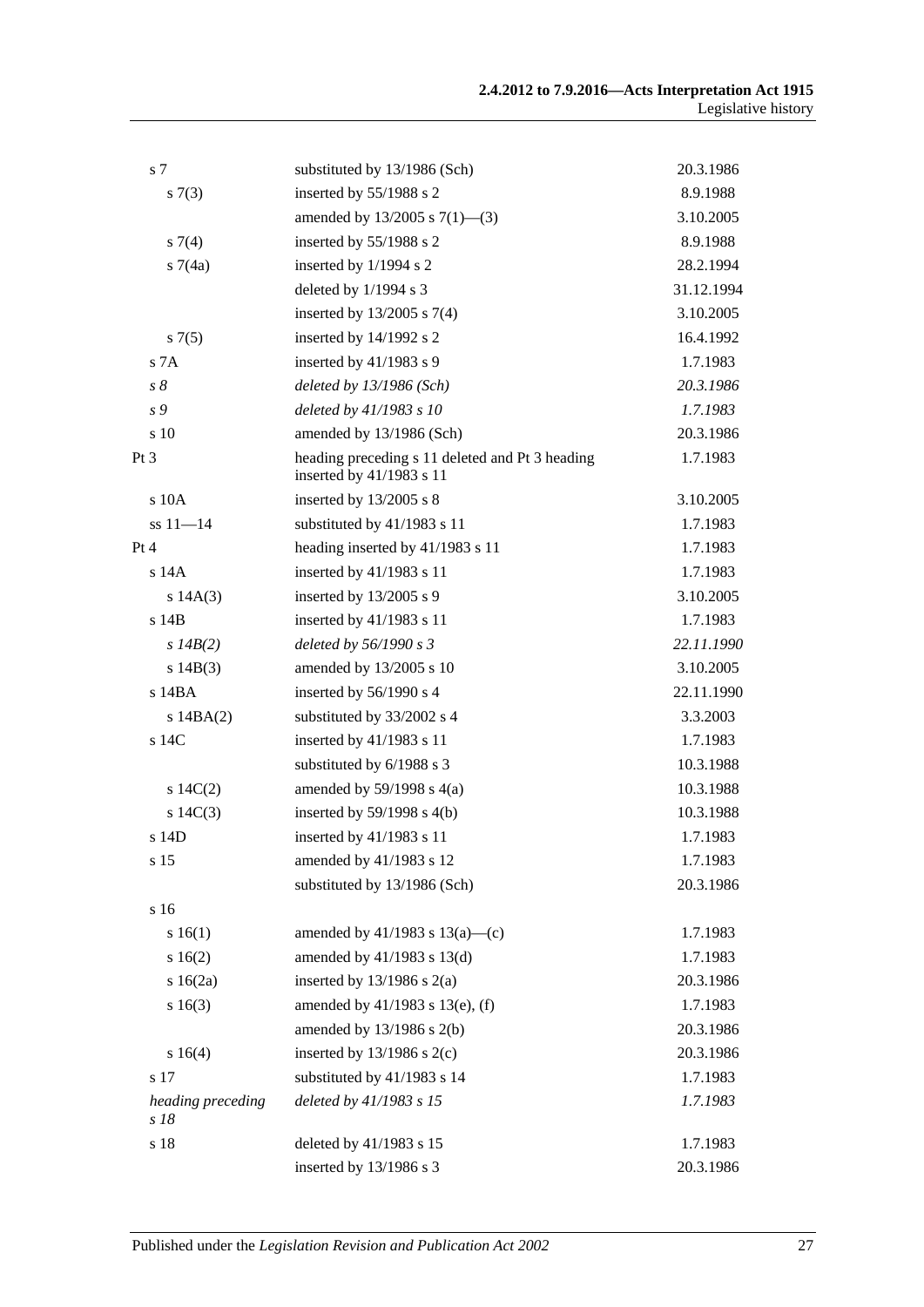| | | |
|---|---|---|
| s 7 | substituted by 13/1986 (Sch) | 20.3.1986 |
| s 7(3) | inserted by 55/1988 s 2 | 8.9.1988 |
| | amended by 13/2005 s 7(1)—(3) | 3.10.2005 |
| s 7(4) | inserted by 55/1988 s 2 | 8.9.1988 |
| s 7(4a) | inserted by 1/1994 s 2 | 28.2.1994 |
| | deleted by 1/1994 s 3 | 31.12.1994 |
| | inserted by 13/2005 s 7(4) | 3.10.2005 |
| s 7(5) | inserted by 14/1992 s 2 | 16.4.1992 |
| s 7A | inserted by 41/1983 s 9 | 1.7.1983 |
| *s 8* | *deleted by 13/1986 (Sch)* | *20.3.1986* |
| *s 9* | *deleted by 41/1983 s 10* | *1.7.1983* |
| s 10 | amended by 13/1986 (Sch) | 20.3.1986 |
| Pt 3 | heading preceding s 11 deleted and Pt 3 heading inserted by 41/1983 s 11 | 1.7.1983 |
| s 10A | inserted by 13/2005 s 8 | 3.10.2005 |
| ss 11—14 | substituted by 41/1983 s 11 | 1.7.1983 |
| Pt 4 | heading inserted by 41/1983 s 11 | 1.7.1983 |
| s 14A | inserted by 41/1983 s 11 | 1.7.1983 |
| s 14A(3) | inserted by 13/2005 s 9 | 3.10.2005 |
| s 14B | inserted by 41/1983 s 11 | 1.7.1983 |
| *s 14B(2)* | *deleted by 56/1990 s 3* | *22.11.1990* |
| s 14B(3) | amended by 13/2005 s 10 | 3.10.2005 |
| s 14BA | inserted by 56/1990 s 4 | 22.11.1990 |
| s 14BA(2) | substituted by 33/2002 s 4 | 3.3.2003 |
| s 14C | inserted by 41/1983 s 11 | 1.7.1983 |
| | substituted by 6/1988 s 3 | 10.3.1988 |
| s 14C(2) | amended by 59/1998 s 4(a) | 10.3.1988 |
| s 14C(3) | inserted by 59/1998 s 4(b) | 10.3.1988 |
| s 14D | inserted by 41/1983 s 11 | 1.7.1983 |
| s 15 | amended by 41/1983 s 12 | 1.7.1983 |
| | substituted by 13/1986 (Sch) | 20.3.1986 |
| s 16 | | |
| s 16(1) | amended by 41/1983 s 13(a)—(c) | 1.7.1983 |
| s 16(2) | amended by 41/1983 s 13(d) | 1.7.1983 |
| s 16(2a) | inserted by 13/1986 s 2(a) | 20.3.1986 |
| s 16(3) | amended by 41/1983 s 13(e), (f) | 1.7.1983 |
| | amended by 13/1986 s 2(b) | 20.3.1986 |
| s 16(4) | inserted by 13/1986 s 2(c) | 20.3.1986 |
| s 17 | substituted by 41/1983 s 14 | 1.7.1983 |
| *heading preceding s 18* | *deleted by 41/1983 s 15* | *1.7.1983* |
| s 18 | deleted by 41/1983 s 15 | 1.7.1983 |
| | inserted by 13/1986 s 3 | 20.3.1986 |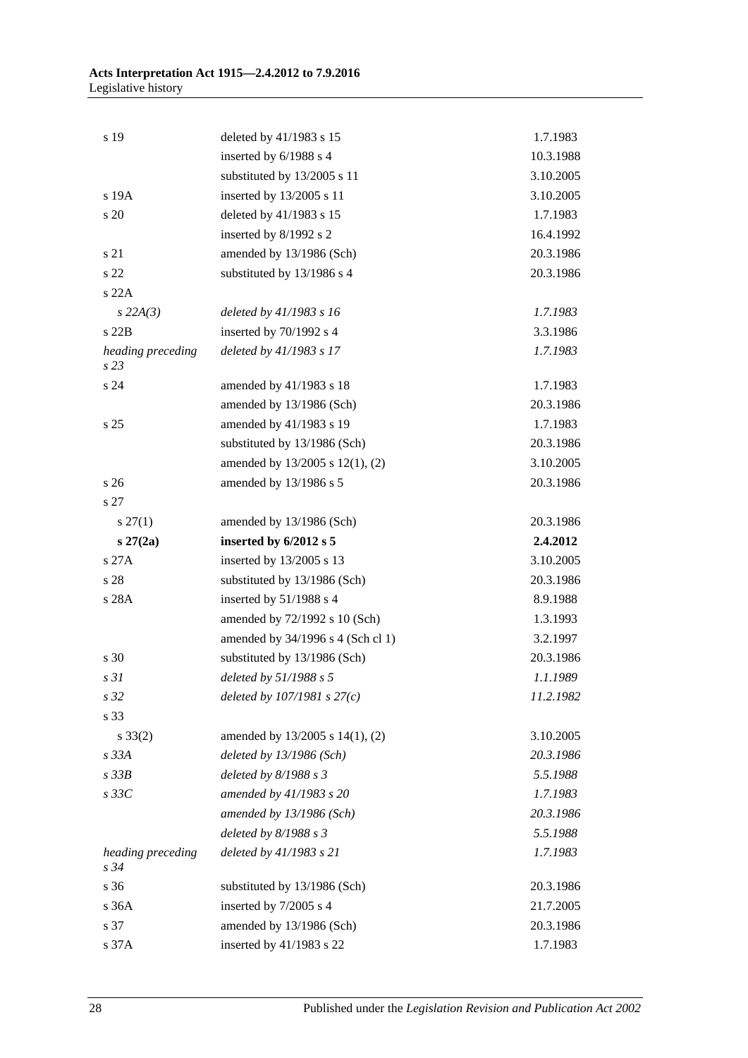| | | |
|---|---|---|
| s 19 | deleted by 41/1983 s 15 | 1.7.1983 |
| | inserted by 6/1988 s 4 | 10.3.1988 |
| | substituted by 13/2005 s 11 | 3.10.2005 |
| s 19A | inserted by 13/2005 s 11 | 3.10.2005 |
| s 20 | deleted by 41/1983 s 15 | 1.7.1983 |
| | inserted by 8/1992 s 2 | 16.4.1992 |
| s 21 | amended by 13/1986 (Sch) | 20.3.1986 |
| s 22 | substituted by 13/1986 s 4 | 20.3.1986 |
| s 22A | | |
| *s 22A(3)* | *deleted by 41/1983 s 16* | *1.7.1983* |
| s 22B | inserted by 70/1992 s 4 | 3.3.1986 |
| *heading preceding s 23* | *deleted by 41/1983 s 17* | *1.7.1983* |
| s 24 | amended by 41/1983 s 18 | 1.7.1983 |
| | amended by 13/1986 (Sch) | 20.3.1986 |
| s 25 | amended by 41/1983 s 19 | 1.7.1983 |
| | substituted by 13/1986 (Sch) | 20.3.1986 |
| | amended by 13/2005 s 12(1), (2) | 3.10.2005 |
| s 26 | amended by 13/1986 s 5 | 20.3.1986 |
| s 27 | | |
| s 27(1) | amended by 13/1986 (Sch) | 20.3.1986 |
| **s 27(2a)** | **inserted by 6/2012 s 5** | **2.4.2012** |
| s 27A | inserted by 13/2005 s 13 | 3.10.2005 |
| s 28 | substituted by 13/1986 (Sch) | 20.3.1986 |
| s 28A | inserted by 51/1988 s 4 | 8.9.1988 |
| | amended by 72/1992 s 10 (Sch) | 1.3.1993 |
| | amended by 34/1996 s 4 (Sch cl 1) | 3.2.1997 |
| s 30 | substituted by 13/1986 (Sch) | 20.3.1986 |
| *s 31* | *deleted by 51/1988 s 5* | *1.1.1989* |
| *s 32* | *deleted by 107/1981 s 27(c)* | *11.2.1982* |
| s 33 | | |
| s 33(2) | amended by 13/2005 s 14(1), (2) | 3.10.2005 |
| *s 33A* | *deleted by 13/1986 (Sch)* | *20.3.1986* |
| *s 33B* | *deleted by 8/1988 s 3* | *5.5.1988* |
| *s 33C* | *amended by 41/1983 s 20* | *1.7.1983* |
| | *amended by 13/1986 (Sch)* | *20.3.1986* |
| | *deleted by 8/1988 s 3* | *5.5.1988* |
| *heading preceding s 34* | *deleted by 41/1983 s 21* | *1.7.1983* |
| s 36 | substituted by 13/1986 (Sch) | 20.3.1986 |
| s 36A | inserted by 7/2005 s 4 | 21.7.2005 |
| s 37 | amended by 13/1986 (Sch) | 20.3.1986 |
| s 37A | inserted by 41/1983 s 22 | 1.7.1983 |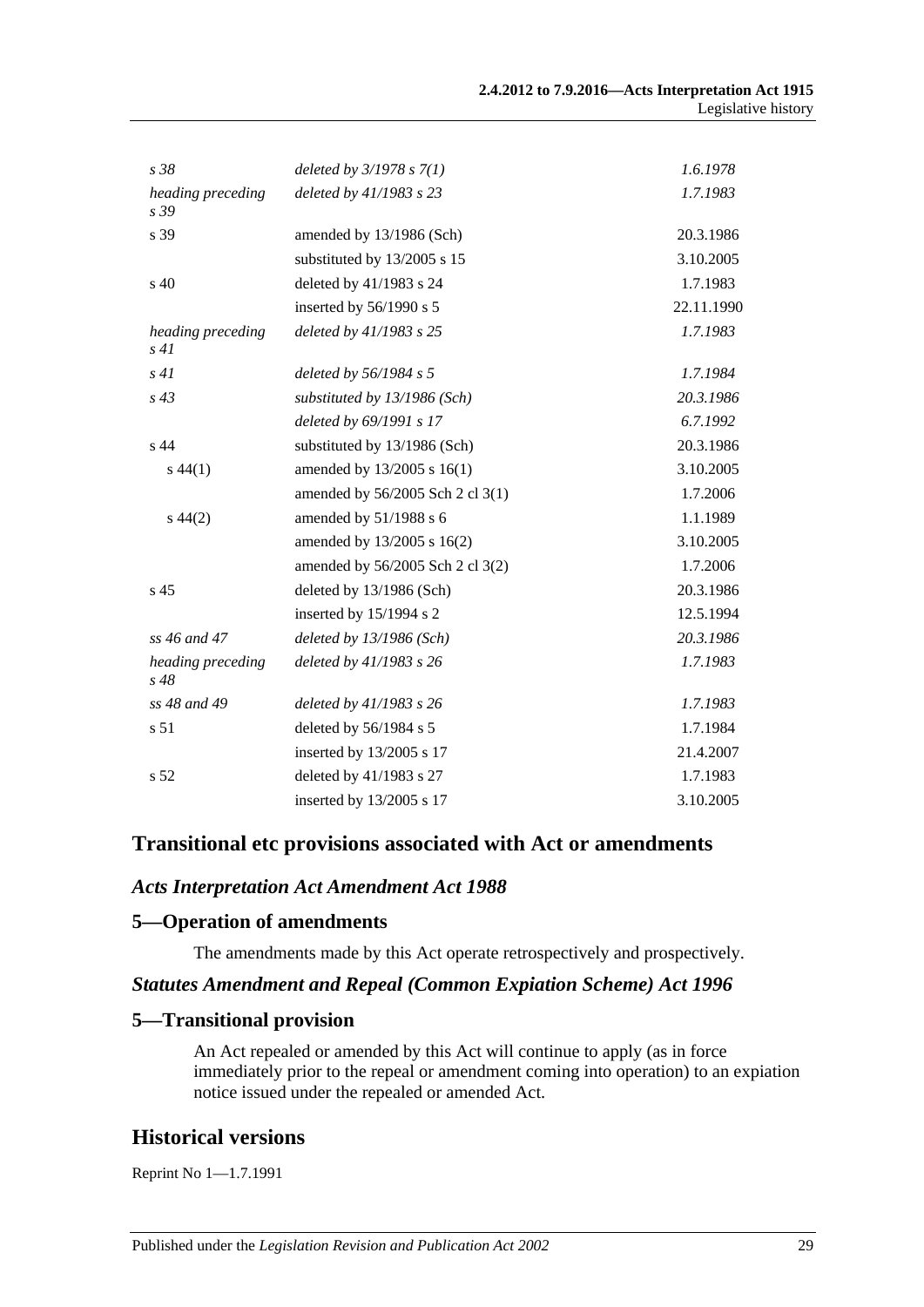| | | |
|---|---|---|
| *s 38* | *deleted by 3/1978 s 7(1)* | *1.6.1978* |
| *heading preceding s 39* | *deleted by 41/1983 s 23* | *1.7.1983* |
| s 39 | amended by 13/1986 (Sch) | 20.3.1986 |
| | substituted by 13/2005 s 15 | 3.10.2005 |
| s 40 | deleted by 41/1983 s 24 | 1.7.1983 |
| | inserted by 56/1990 s 5 | 22.11.1990 |
| *heading preceding s 41* | *deleted by 41/1983 s 25* | *1.7.1983* |
| *s 41* | *deleted by 56/1984 s 5* | *1.7.1984* |
| *s 43* | *substituted by 13/1986 (Sch)* | *20.3.1986* |
| | *deleted by 69/1991 s 17* | *6.7.1992* |
| s 44 | substituted by 13/1986 (Sch) | 20.3.1986 |
| s 44(1) | amended by 13/2005 s 16(1) | 3.10.2005 |
| | amended by 56/2005 Sch 2 cl 3(1) | 1.7.2006 |
| s 44(2) | amended by 51/1988 s 6 | 1.1.1989 |
| | amended by 13/2005 s 16(2) | 3.10.2005 |
| | amended by 56/2005 Sch 2 cl 3(2) | 1.7.2006 |
| s 45 | deleted by 13/1986 (Sch) | 20.3.1986 |
| | inserted by 15/1994 s 2 | 12.5.1994 |
| *ss 46 and 47* | *deleted by 13/1986 (Sch)* | *20.3.1986* |
| *heading preceding s 48* | *deleted by 41/1983 s 26* | *1.7.1983* |
| *ss 48 and 49* | *deleted by 41/1983 s 26* | *1.7.1983* |
| s 51 | deleted by 56/1984 s 5 | 1.7.1984 |
| | inserted by 13/2005 s 17 | 21.4.2007 |
| s 52 | deleted by 41/1983 s 27 | 1.7.1983 |
| | inserted by 13/2005 s 17 | 3.10.2005 |

## Transitional etc provisions associated with Act or amendments

### *Acts Interpretation Act Amendment Act 1988*

### 5—Operation of amendments

The amendments made by this Act operate retrospectively and prospectively.

### *Statutes Amendment and Repeal (Common Expiation Scheme) Act 1996*

### 5—Transitional provision

An Act repealed or amended by this Act will continue to apply (as in force immediately prior to the repeal or amendment coming into operation) to an expiation notice issued under the repealed or amended Act.

## Historical versions

Reprint No 1—1.7.1991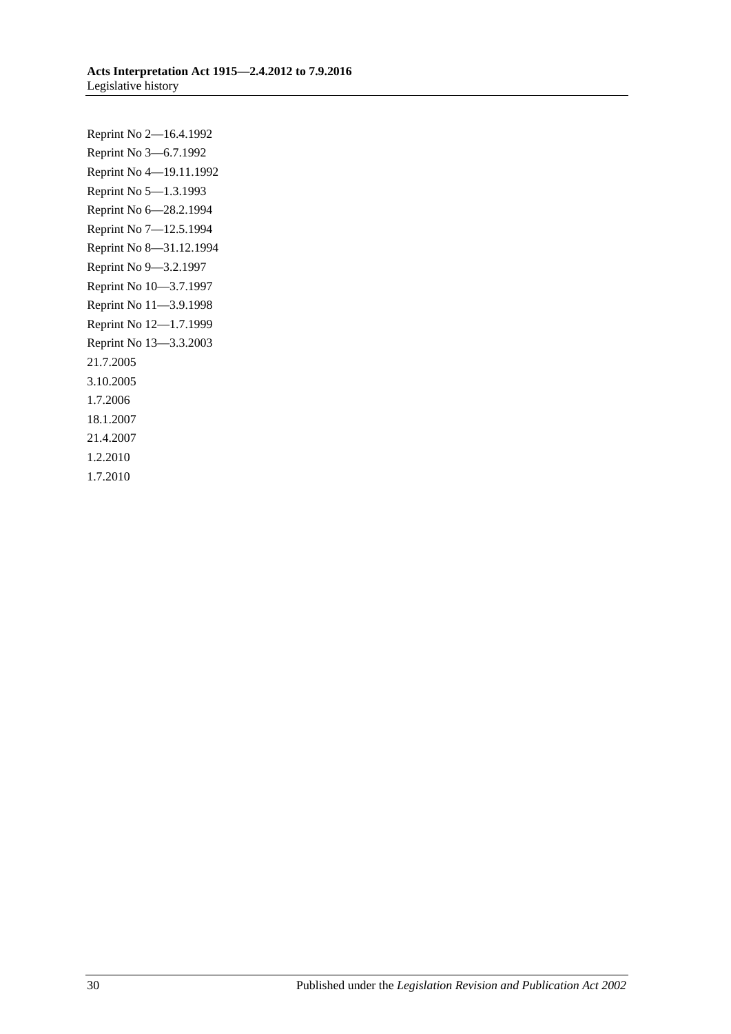Reprint No 2—16.4.1992

Reprint No 3—6.7.1992

Reprint No 4—19.11.1992

Reprint No 5—1.3.1993

Reprint No 6—28.2.1994

Reprint No 7—12.5.1994

Reprint No 8—31.12.1994

Reprint No 9—3.2.1997

Reprint No 10—3.7.1997

Reprint No 11—3.9.1998

Reprint No 12—1.7.1999

Reprint No 13—3.3.2003

21.7.2005

3.10.2005

1.7.2006

18.1.2007

21.4.2007

1.2.2010

1.7.2010